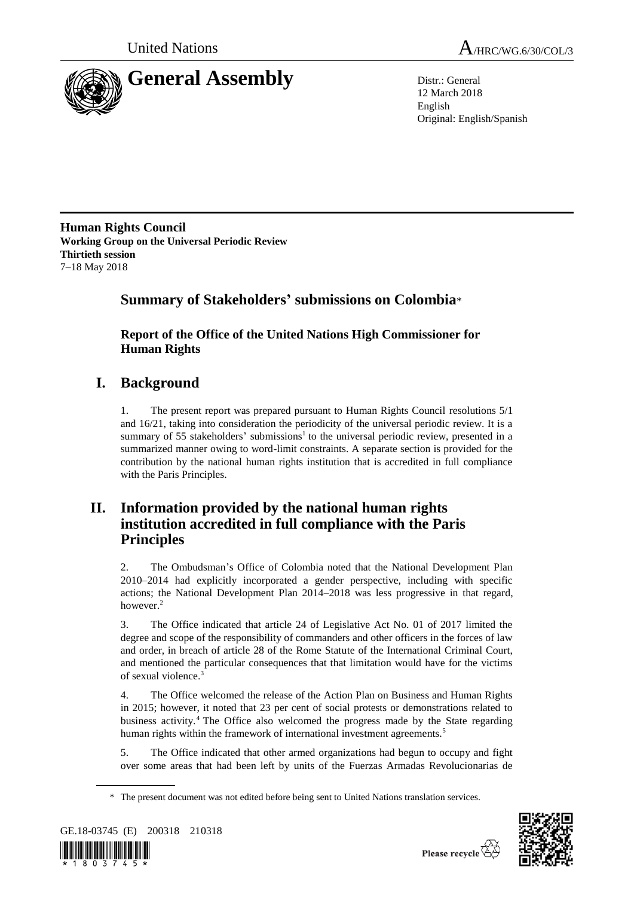United Nations A/HRC/WG.6/30/COL/3

# General Assembly

Distr.: General
12 March 2018
English
Original: English/Spanish

**Human Rights Council**
**Working Group on the Universal Periodic Review**
**Thirtieth session**
7–18 May 2018

## Summary of Stakeholders' submissions on Colombia*

### Report of the Office of the United Nations High Commissioner for Human Rights

## I. Background

1. The present report was prepared pursuant to Human Rights Council resolutions 5/1 and 16/21, taking into consideration the periodicity of the universal periodic review. It is a summary of 55 stakeholders' submissions[1] to the universal periodic review, presented in a summarized manner owing to word-limit constraints. A separate section is provided for the contribution by the national human rights institution that is accredited in full compliance with the Paris Principles.

## II. Information provided by the national human rights institution accredited in full compliance with the Paris Principles

2. The Ombudsman's Office of Colombia noted that the National Development Plan 2010–2014 had explicitly incorporated a gender perspective, including with specific actions; the National Development Plan 2014–2018 was less progressive in that regard, however.[2]

3. The Office indicated that article 24 of Legislative Act No. 01 of 2017 limited the degree and scope of the responsibility of commanders and other officers in the forces of law and order, in breach of article 28 of the Rome Statute of the International Criminal Court, and mentioned the particular consequences that that limitation would have for the victims of sexual violence.[3]

4. The Office welcomed the release of the Action Plan on Business and Human Rights in 2015; however, it noted that 23 per cent of social protests or demonstrations related to business activity.[4] The Office also welcomed the progress made by the State regarding human rights within the framework of international investment agreements.[5]

5. The Office indicated that other armed organizations had begun to occupy and fight over some areas that had been left by units of the Fuerzas Armadas Revolucionarias de

* The present document was not edited before being sent to United Nations translation services.

GE.18-03745 (E) 200318 210318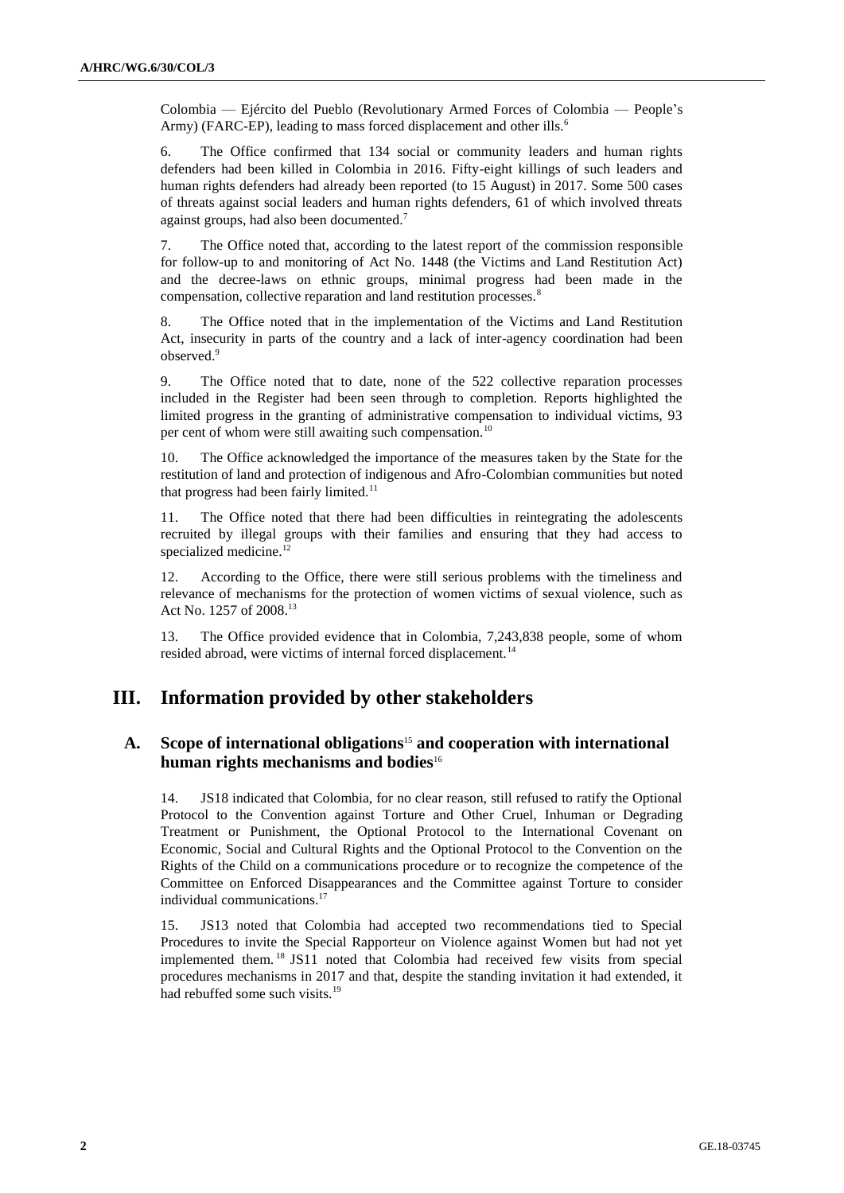Colombia — Ejército del Pueblo (Revolutionary Armed Forces of Colombia — People's Army) (FARC-EP), leading to mass forced displacement and other ills.[6]

6. The Office confirmed that 134 social or community leaders and human rights defenders had been killed in Colombia in 2016. Fifty-eight killings of such leaders and human rights defenders had already been reported (to 15 August) in 2017. Some 500 cases of threats against social leaders and human rights defenders, 61 of which involved threats against groups, had also been documented.[7]

7. The Office noted that, according to the latest report of the commission responsible for follow-up to and monitoring of Act No. 1448 (the Victims and Land Restitution Act) and the decree-laws on ethnic groups, minimal progress had been made in the compensation, collective reparation and land restitution processes.[8]

8. The Office noted that in the implementation of the Victims and Land Restitution Act, insecurity in parts of the country and a lack of inter-agency coordination had been observed.[9]

9. The Office noted that to date, none of the 522 collective reparation processes included in the Register had been seen through to completion. Reports highlighted the limited progress in the granting of administrative compensation to individual victims, 93 per cent of whom were still awaiting such compensation.[10]

10. The Office acknowledged the importance of the measures taken by the State for the restitution of land and protection of indigenous and Afro-Colombian communities but noted that progress had been fairly limited.[11]

11. The Office noted that there had been difficulties in reintegrating the adolescents recruited by illegal groups with their families and ensuring that they had access to specialized medicine.[12]

12. According to the Office, there were still serious problems with the timeliness and relevance of mechanisms for the protection of women victims of sexual violence, such as Act No. 1257 of 2008.[13]

13. The Office provided evidence that in Colombia, 7,243,838 people, some of whom resided abroad, were victims of internal forced displacement.[14]

# III. Information provided by other stakeholders

## A. Scope of international obligations[15] and cooperation with international human rights mechanisms and bodies[16]

14. JS18 indicated that Colombia, for no clear reason, still refused to ratify the Optional Protocol to the Convention against Torture and Other Cruel, Inhuman or Degrading Treatment or Punishment, the Optional Protocol to the International Covenant on Economic, Social and Cultural Rights and the Optional Protocol to the Convention on the Rights of the Child on a communications procedure or to recognize the competence of the Committee on Enforced Disappearances and the Committee against Torture to consider individual communications.[17]

15. JS13 noted that Colombia had accepted two recommendations tied to Special Procedures to invite the Special Rapporteur on Violence against Women but had not yet implemented them.[18] JS11 noted that Colombia had received few visits from special procedures mechanisms in 2017 and that, despite the standing invitation it had extended, it had rebuffed some such visits.[19]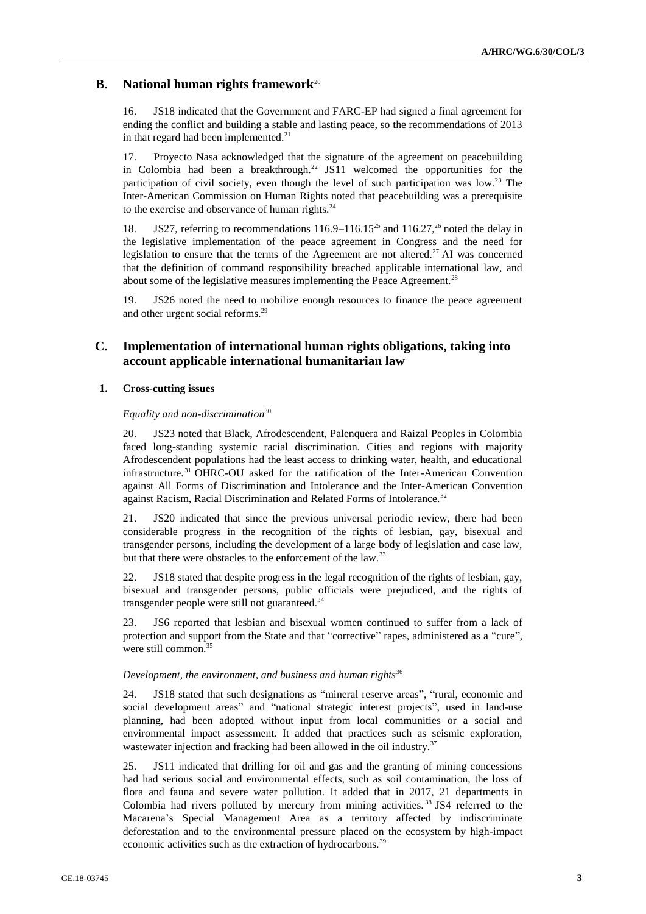## B. National human rights framework[20]

16. JS18 indicated that the Government and FARC-EP had signed a final agreement for ending the conflict and building a stable and lasting peace, so the recommendations of 2013 in that regard had been implemented.[21]

17. Proyecto Nasa acknowledged that the signature of the agreement on peacebuilding in Colombia had been a breakthrough.[22] JS11 welcomed the opportunities for the participation of civil society, even though the level of such participation was low.[23] The Inter-American Commission on Human Rights noted that peacebuilding was a prerequisite to the exercise and observance of human rights.[24]

18. JS27, referring to recommendations 116.9–116.15[25] and 116.27,[26] noted the delay in the legislative implementation of the peace agreement in Congress and the need for legislation to ensure that the terms of the Agreement are not altered.[27] AI was concerned that the definition of command responsibility breached applicable international law, and about some of the legislative measures implementing the Peace Agreement.[28]

19. JS26 noted the need to mobilize enough resources to finance the peace agreement and other urgent social reforms.[29]

## C. Implementation of international human rights obligations, taking into account applicable international humanitarian law

### 1. Cross-cutting issues

*Equality and non-discrimination*[30]

20. JS23 noted that Black, Afrodescendent, Palenquera and Raizal Peoples in Colombia faced long-standing systemic racial discrimination. Cities and regions with majority Afrodescendent populations had the least access to drinking water, health, and educational infrastructure.[31] OHRC-OU asked for the ratification of the Inter-American Convention against All Forms of Discrimination and Intolerance and the Inter-American Convention against Racism, Racial Discrimination and Related Forms of Intolerance.[32]

21. JS20 indicated that since the previous universal periodic review, there had been considerable progress in the recognition of the rights of lesbian, gay, bisexual and transgender persons, including the development of a large body of legislation and case law, but that there were obstacles to the enforcement of the law.[33]

22. JS18 stated that despite progress in the legal recognition of the rights of lesbian, gay, bisexual and transgender persons, public officials were prejudiced, and the rights of transgender people were still not guaranteed.[34]

23. JS6 reported that lesbian and bisexual women continued to suffer from a lack of protection and support from the State and that "corrective" rapes, administered as a "cure", were still common.[35]

*Development, the environment, and business and human rights*[36]

24. JS18 stated that such designations as "mineral reserve areas", "rural, economic and social development areas" and "national strategic interest projects", used in land-use planning, had been adopted without input from local communities or a social and environmental impact assessment. It added that practices such as seismic exploration, wastewater injection and fracking had been allowed in the oil industry.[37]

25. JS11 indicated that drilling for oil and gas and the granting of mining concessions had had serious social and environmental effects, such as soil contamination, the loss of flora and fauna and severe water pollution. It added that in 2017, 21 departments in Colombia had rivers polluted by mercury from mining activities.[38] JS4 referred to the Macarena's Special Management Area as a territory affected by indiscriminate deforestation and to the environmental pressure placed on the ecosystem by high-impact economic activities such as the extraction of hydrocarbons.[39]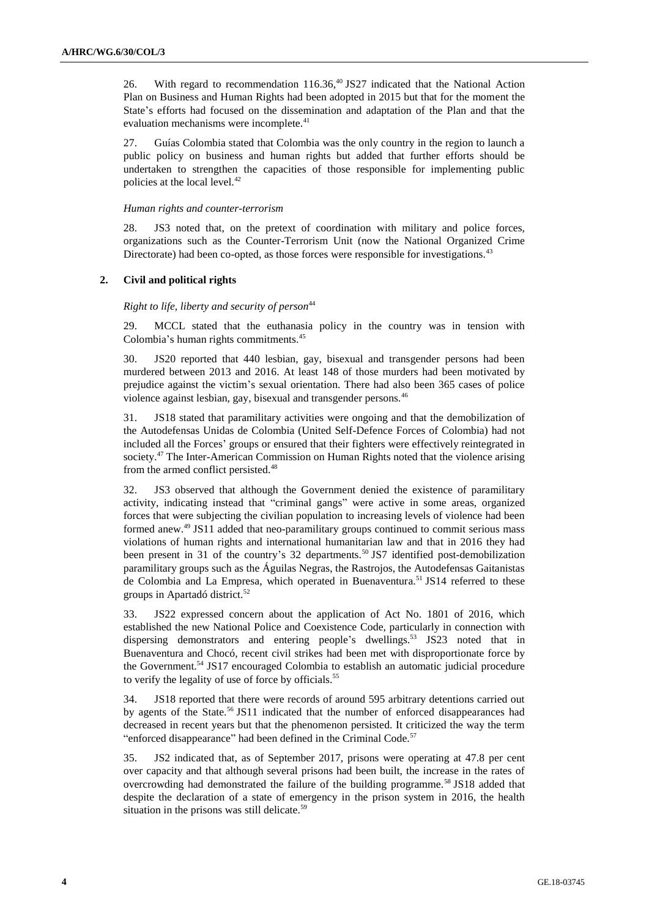26. With regard to recommendation 116.36,[40] JS27 indicated that the National Action Plan on Business and Human Rights had been adopted in 2015 but that for the moment the State's efforts had focused on the dissemination and adaptation of the Plan and that the evaluation mechanisms were incomplete.[41]

27. Guías Colombia stated that Colombia was the only country in the region to launch a public policy on business and human rights but added that further efforts should be undertaken to strengthen the capacities of those responsible for implementing public policies at the local level.[42]

*Human rights and counter-terrorism*

28. JS3 noted that, on the pretext of coordination with military and police forces, organizations such as the Counter-Terrorism Unit (now the National Organized Crime Directorate) had been co-opted, as those forces were responsible for investigations.[43]

## 2. Civil and political rights

*Right to life, liberty and security of person*[44]

29. MCCL stated that the euthanasia policy in the country was in tension with Colombia's human rights commitments.[45]

30. JS20 reported that 440 lesbian, gay, bisexual and transgender persons had been murdered between 2013 and 2016. At least 148 of those murders had been motivated by prejudice against the victim's sexual orientation. There had also been 365 cases of police violence against lesbian, gay, bisexual and transgender persons.[46]

31. JS18 stated that paramilitary activities were ongoing and that the demobilization of the Autodefensas Unidas de Colombia (United Self-Defence Forces of Colombia) had not included all the Forces' groups or ensured that their fighters were effectively reintegrated in society.[47] The Inter-American Commission on Human Rights noted that the violence arising from the armed conflict persisted.[48]

32. JS3 observed that although the Government denied the existence of paramilitary activity, indicating instead that "criminal gangs" were active in some areas, organized forces that were subjecting the civilian population to increasing levels of violence had been formed anew.[49] JS11 added that neo-paramilitary groups continued to commit serious mass violations of human rights and international humanitarian law and that in 2016 they had been present in 31 of the country's 32 departments.[50] JS7 identified post-demobilization paramilitary groups such as the Águilas Negras, the Rastrojos, the Autodefensas Gaitanistas de Colombia and La Empresa, which operated in Buenaventura.[51] JS14 referred to these groups in Apartadó district.[52]

33. JS22 expressed concern about the application of Act No. 1801 of 2016, which established the new National Police and Coexistence Code, particularly in connection with dispersing demonstrators and entering people's dwellings.[53] JS23 noted that in Buenaventura and Chocó, recent civil strikes had been met with disproportionate force by the Government.[54] JS17 encouraged Colombia to establish an automatic judicial procedure to verify the legality of use of force by officials.[55]

34. JS18 reported that there were records of around 595 arbitrary detentions carried out by agents of the State.[56] JS11 indicated that the number of enforced disappearances had decreased in recent years but that the phenomenon persisted. It criticized the way the term "enforced disappearance" had been defined in the Criminal Code.[57]

35. JS2 indicated that, as of September 2017, prisons were operating at 47.8 per cent over capacity and that although several prisons had been built, the increase in the rates of overcrowding had demonstrated the failure of the building programme.[58] JS18 added that despite the declaration of a state of emergency in the prison system in 2016, the health situation in the prisons was still delicate.[59]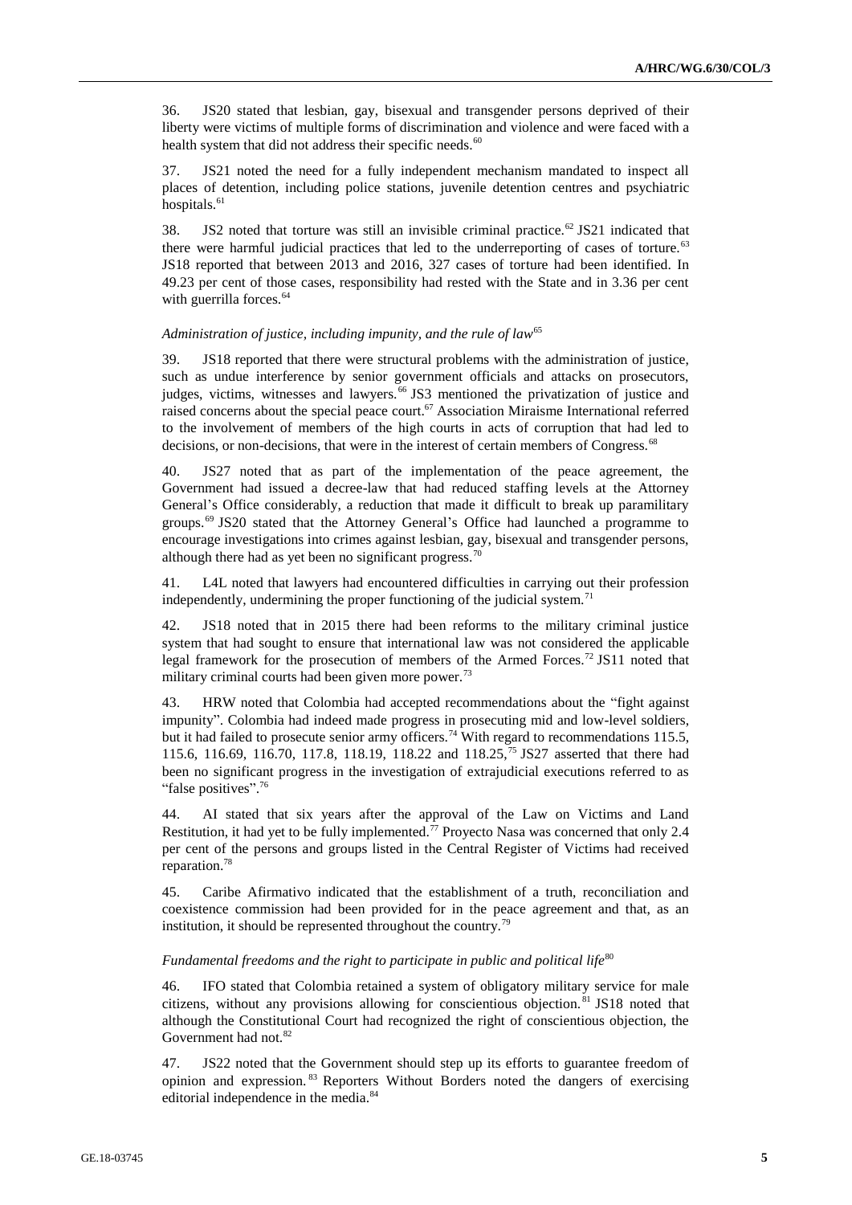36. JS20 stated that lesbian, gay, bisexual and transgender persons deprived of their liberty were victims of multiple forms of discrimination and violence and were faced with a health system that did not address their specific needs.[60]

37. JS21 noted the need for a fully independent mechanism mandated to inspect all places of detention, including police stations, juvenile detention centres and psychiatric hospitals.[61]

38. JS2 noted that torture was still an invisible criminal practice.[62] JS21 indicated that there were harmful judicial practices that led to the underreporting of cases of torture.[63] JS18 reported that between 2013 and 2016, 327 cases of torture had been identified. In 49.23 per cent of those cases, responsibility had rested with the State and in 3.36 per cent with guerrilla forces.[64]

*Administration of justice, including impunity, and the rule of law*[65]

39. JS18 reported that there were structural problems with the administration of justice, such as undue interference by senior government officials and attacks on prosecutors, judges, victims, witnesses and lawyers.[66] JS3 mentioned the privatization of justice and raised concerns about the special peace court.[67] Association Miraisme International referred to the involvement of members of the high courts in acts of corruption that had led to decisions, or non-decisions, that were in the interest of certain members of Congress.[68]

40. JS27 noted that as part of the implementation of the peace agreement, the Government had issued a decree-law that had reduced staffing levels at the Attorney General's Office considerably, a reduction that made it difficult to break up paramilitary groups.[69] JS20 stated that the Attorney General's Office had launched a programme to encourage investigations into crimes against lesbian, gay, bisexual and transgender persons, although there had as yet been no significant progress.[70]

41. L4L noted that lawyers had encountered difficulties in carrying out their profession independently, undermining the proper functioning of the judicial system.[71]

42. JS18 noted that in 2015 there had been reforms to the military criminal justice system that had sought to ensure that international law was not considered the applicable legal framework for the prosecution of members of the Armed Forces.[72] JS11 noted that military criminal courts had been given more power.[73]

43. HRW noted that Colombia had accepted recommendations about the "fight against impunity". Colombia had indeed made progress in prosecuting mid and low-level soldiers, but it had failed to prosecute senior army officers.[74] With regard to recommendations 115.5, 115.6, 116.69, 116.70, 117.8, 118.19, 118.22 and 118.25,[75] JS27 asserted that there had been no significant progress in the investigation of extrajudicial executions referred to as "false positives".[76]

44. AI stated that six years after the approval of the Law on Victims and Land Restitution, it had yet to be fully implemented.[77] Proyecto Nasa was concerned that only 2.4 per cent of the persons and groups listed in the Central Register of Victims had received reparation.[78]

45. Caribe Afirmativo indicated that the establishment of a truth, reconciliation and coexistence commission had been provided for in the peace agreement and that, as an institution, it should be represented throughout the country.[79]

*Fundamental freedoms and the right to participate in public and political life*[80]

46. IFO stated that Colombia retained a system of obligatory military service for male citizens, without any provisions allowing for conscientious objection.[81] JS18 noted that although the Constitutional Court had recognized the right of conscientious objection, the Government had not.[82]

47. JS22 noted that the Government should step up its efforts to guarantee freedom of opinion and expression.[83] Reporters Without Borders noted the dangers of exercising editorial independence in the media.[84]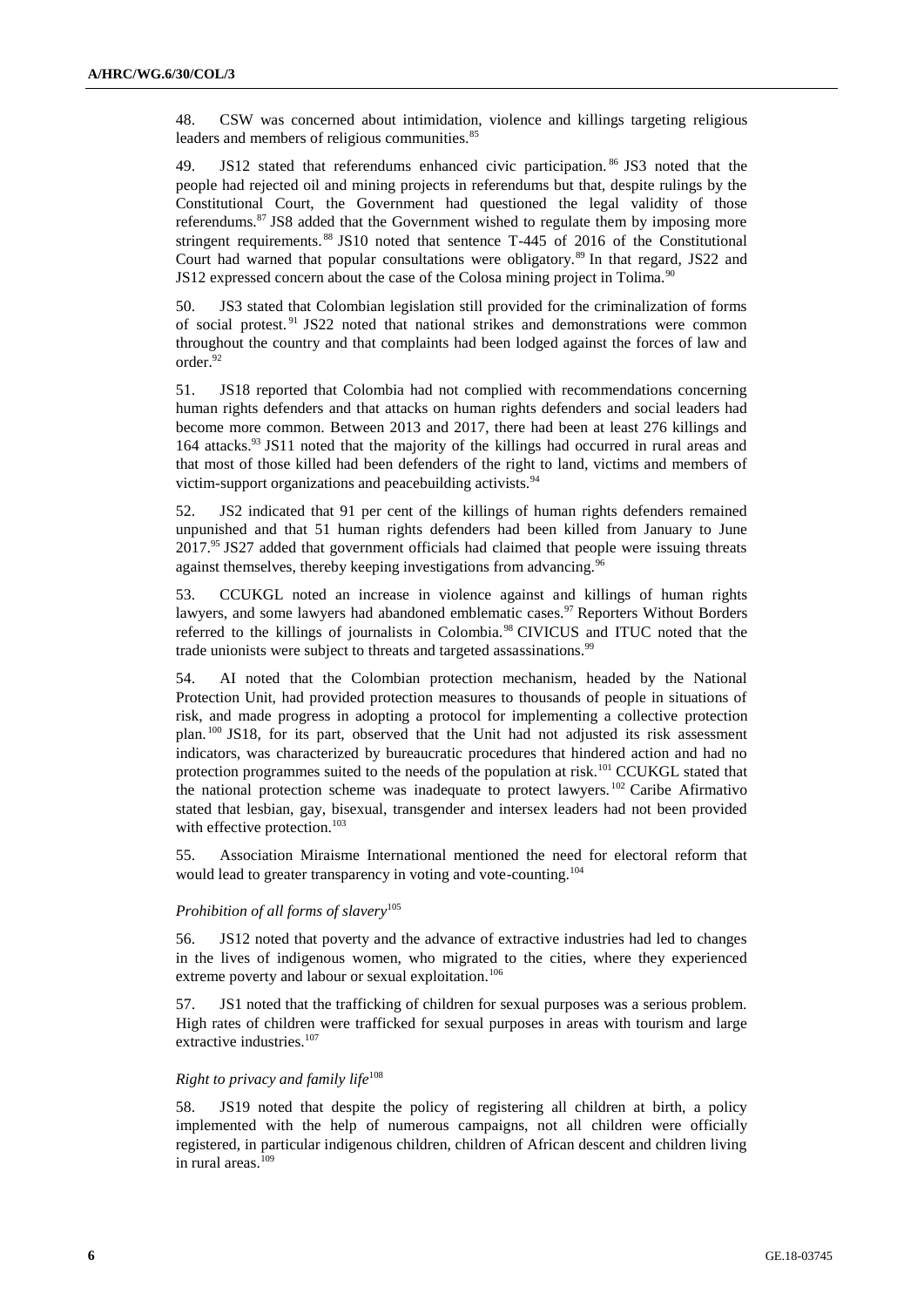48. CSW was concerned about intimidation, violence and killings targeting religious leaders and members of religious communities.[85]

49. JS12 stated that referendums enhanced civic participation.[86] JS3 noted that the people had rejected oil and mining projects in referendums but that, despite rulings by the Constitutional Court, the Government had questioned the legal validity of those referendums.[87] JS8 added that the Government wished to regulate them by imposing more stringent requirements.[88] JS10 noted that sentence T-445 of 2016 of the Constitutional Court had warned that popular consultations were obligatory.[89] In that regard, JS22 and JS12 expressed concern about the case of the Colosa mining project in Tolima.[90]

50. JS3 stated that Colombian legislation still provided for the criminalization of forms of social protest.[91] JS22 noted that national strikes and demonstrations were common throughout the country and that complaints had been lodged against the forces of law and order.[92]

51. JS18 reported that Colombia had not complied with recommendations concerning human rights defenders and that attacks on human rights defenders and social leaders had become more common. Between 2013 and 2017, there had been at least 276 killings and 164 attacks.[93] JS11 noted that the majority of the killings had occurred in rural areas and that most of those killed had been defenders of the right to land, victims and members of victim-support organizations and peacebuilding activists.[94]

52. JS2 indicated that 91 per cent of the killings of human rights defenders remained unpunished and that 51 human rights defenders had been killed from January to June 2017.[95] JS27 added that government officials had claimed that people were issuing threats against themselves, thereby keeping investigations from advancing.[96]

53. CCUKGL noted an increase in violence against and killings of human rights lawyers, and some lawyers had abandoned emblematic cases.[97] Reporters Without Borders referred to the killings of journalists in Colombia.[98] CIVICUS and ITUC noted that the trade unionists were subject to threats and targeted assassinations.[99]

54. AI noted that the Colombian protection mechanism, headed by the National Protection Unit, had provided protection measures to thousands of people in situations of risk, and made progress in adopting a protocol for implementing a collective protection plan.[100] JS18, for its part, observed that the Unit had not adjusted its risk assessment indicators, was characterized by bureaucratic procedures that hindered action and had no protection programmes suited to the needs of the population at risk.[101] CCUKGL stated that the national protection scheme was inadequate to protect lawyers.[102] Caribe Afirmativo stated that lesbian, gay, bisexual, transgender and intersex leaders had not been provided with effective protection.[103]

55. Association Miraisme International mentioned the need for electoral reform that would lead to greater transparency in voting and vote-counting.[104]

*Prohibition of all forms of slavery*[105]

56. JS12 noted that poverty and the advance of extractive industries had led to changes in the lives of indigenous women, who migrated to the cities, where they experienced extreme poverty and labour or sexual exploitation.[106]

57. JS1 noted that the trafficking of children for sexual purposes was a serious problem. High rates of children were trafficked for sexual purposes in areas with tourism and large extractive industries.[107]

*Right to privacy and family life*[108]

58. JS19 noted that despite the policy of registering all children at birth, a policy implemented with the help of numerous campaigns, not all children were officially registered, in particular indigenous children, children of African descent and children living in rural areas.[109]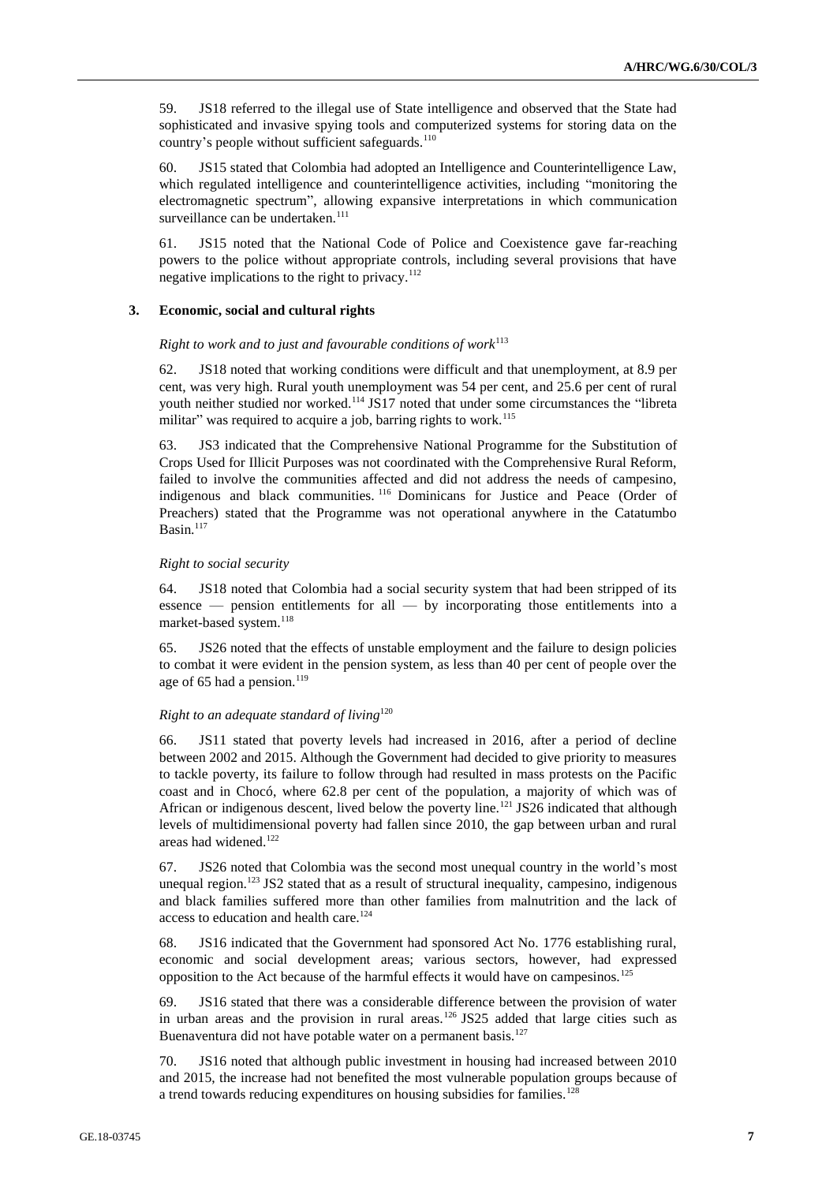59. JS18 referred to the illegal use of State intelligence and observed that the State had sophisticated and invasive spying tools and computerized systems for storing data on the country's people without sufficient safeguards.[110]

60. JS15 stated that Colombia had adopted an Intelligence and Counterintelligence Law, which regulated intelligence and counterintelligence activities, including "monitoring the electromagnetic spectrum", allowing expansive interpretations in which communication surveillance can be undertaken.[111]

61. JS15 noted that the National Code of Police and Coexistence gave far-reaching powers to the police without appropriate controls, including several provisions that have negative implications to the right to privacy.[112]

### 3. Economic, social and cultural rights

*Right to work and to just and favourable conditions of work*[113]

62. JS18 noted that working conditions were difficult and that unemployment, at 8.9 per cent, was very high. Rural youth unemployment was 54 per cent, and 25.6 per cent of rural youth neither studied nor worked.[114] JS17 noted that under some circumstances the "libreta militar" was required to acquire a job, barring rights to work.[115]

63. JS3 indicated that the Comprehensive National Programme for the Substitution of Crops Used for Illicit Purposes was not coordinated with the Comprehensive Rural Reform, failed to involve the communities affected and did not address the needs of campesino, indigenous and black communities.[116] Dominicans for Justice and Peace (Order of Preachers) stated that the Programme was not operational anywhere in the Catatumbo Basin.[117]

*Right to social security*

64. JS18 noted that Colombia had a social security system that had been stripped of its essence — pension entitlements for all — by incorporating those entitlements into a market-based system.[118]

65. JS26 noted that the effects of unstable employment and the failure to design policies to combat it were evident in the pension system, as less than 40 per cent of people over the age of 65 had a pension.[119]

*Right to an adequate standard of living*[120]

66. JS11 stated that poverty levels had increased in 2016, after a period of decline between 2002 and 2015. Although the Government had decided to give priority to measures to tackle poverty, its failure to follow through had resulted in mass protests on the Pacific coast and in Chocó, where 62.8 per cent of the population, a majority of which was of African or indigenous descent, lived below the poverty line.[121] JS26 indicated that although levels of multidimensional poverty had fallen since 2010, the gap between urban and rural areas had widened.[122]

67. JS26 noted that Colombia was the second most unequal country in the world's most unequal region.[123] JS2 stated that as a result of structural inequality, campesino, indigenous and black families suffered more than other families from malnutrition and the lack of access to education and health care.[124]

68. JS16 indicated that the Government had sponsored Act No. 1776 establishing rural, economic and social development areas; various sectors, however, had expressed opposition to the Act because of the harmful effects it would have on campesinos.[125]

69. JS16 stated that there was a considerable difference between the provision of water in urban areas and the provision in rural areas.[126] JS25 added that large cities such as Buenaventura did not have potable water on a permanent basis.[127]

70. JS16 noted that although public investment in housing had increased between 2010 and 2015, the increase had not benefited the most vulnerable population groups because of a trend towards reducing expenditures on housing subsidies for families.[128]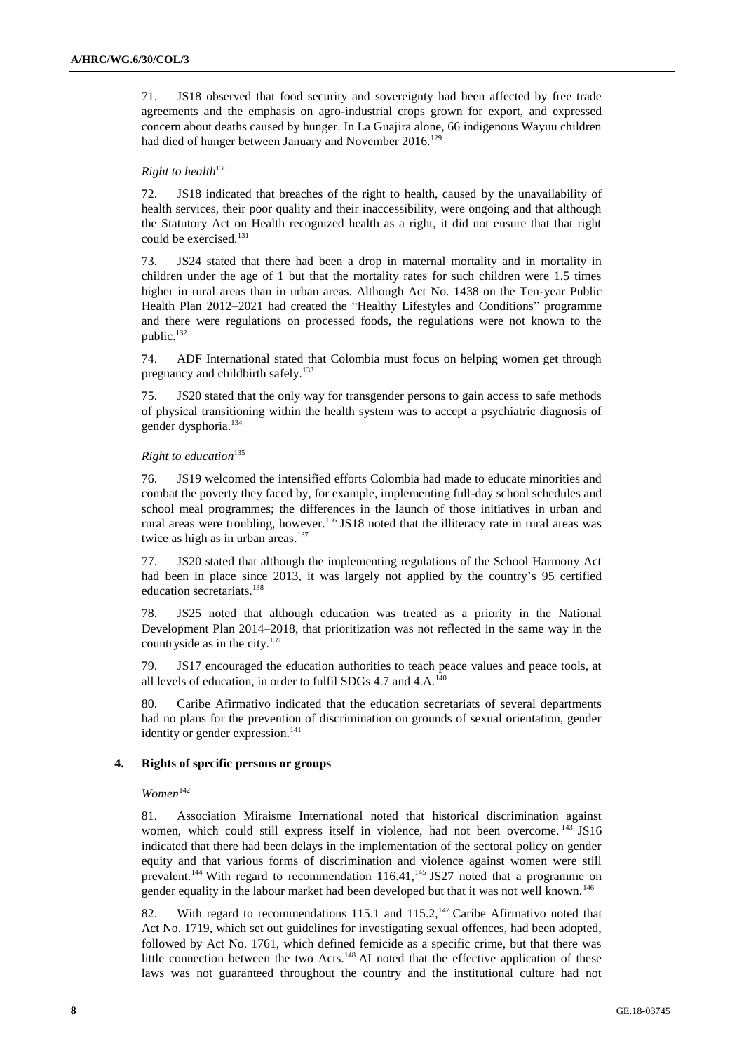71. JS18 observed that food security and sovereignty had been affected by free trade agreements and the emphasis on agro-industrial crops grown for export, and expressed concern about deaths caused by hunger. In La Guajira alone, 66 indigenous Wayuu children had died of hunger between January and November 2016.[129]

*Right to health*[130]

72. JS18 indicated that breaches of the right to health, caused by the unavailability of health services, their poor quality and their inaccessibility, were ongoing and that although the Statutory Act on Health recognized health as a right, it did not ensure that that right could be exercised.[131]

73. JS24 stated that there had been a drop in maternal mortality and in mortality in children under the age of 1 but that the mortality rates for such children were 1.5 times higher in rural areas than in urban areas. Although Act No. 1438 on the Ten-year Public Health Plan 2012–2021 had created the "Healthy Lifestyles and Conditions" programme and there were regulations on processed foods, the regulations were not known to the public.[132]

74. ADF International stated that Colombia must focus on helping women get through pregnancy and childbirth safely.[133]

75. JS20 stated that the only way for transgender persons to gain access to safe methods of physical transitioning within the health system was to accept a psychiatric diagnosis of gender dysphoria.[134]

*Right to education*[135]

76. JS19 welcomed the intensified efforts Colombia had made to educate minorities and combat the poverty they faced by, for example, implementing full-day school schedules and school meal programmes; the differences in the launch of those initiatives in urban and rural areas were troubling, however.[136] JS18 noted that the illiteracy rate in rural areas was twice as high as in urban areas.[137]

77. JS20 stated that although the implementing regulations of the School Harmony Act had been in place since 2013, it was largely not applied by the country's 95 certified education secretariats.[138]

78. JS25 noted that although education was treated as a priority in the National Development Plan 2014–2018, that prioritization was not reflected in the same way in the countryside as in the city.[139]

79. JS17 encouraged the education authorities to teach peace values and peace tools, at all levels of education, in order to fulfil SDGs 4.7 and 4.A.[140]

80. Caribe Afirmativo indicated that the education secretariats of several departments had no plans for the prevention of discrimination on grounds of sexual orientation, gender identity or gender expression.[141]

### 4. Rights of specific persons or groups

*Women*[142]

81. Association Miraisme International noted that historical discrimination against women, which could still express itself in violence, had not been overcome.[143] JS16 indicated that there had been delays in the implementation of the sectoral policy on gender equity and that various forms of discrimination and violence against women were still prevalent.[144] With regard to recommendation 116.41,[145] JS27 noted that a programme on gender equality in the labour market had been developed but that it was not well known.[146]

82. With regard to recommendations 115.1 and 115.2,[147] Caribe Afirmativo noted that Act No. 1719, which set out guidelines for investigating sexual offences, had been adopted, followed by Act No. 1761, which defined femicide as a specific crime, but that there was little connection between the two Acts.[148] AI noted that the effective application of these laws was not guaranteed throughout the country and the institutional culture had not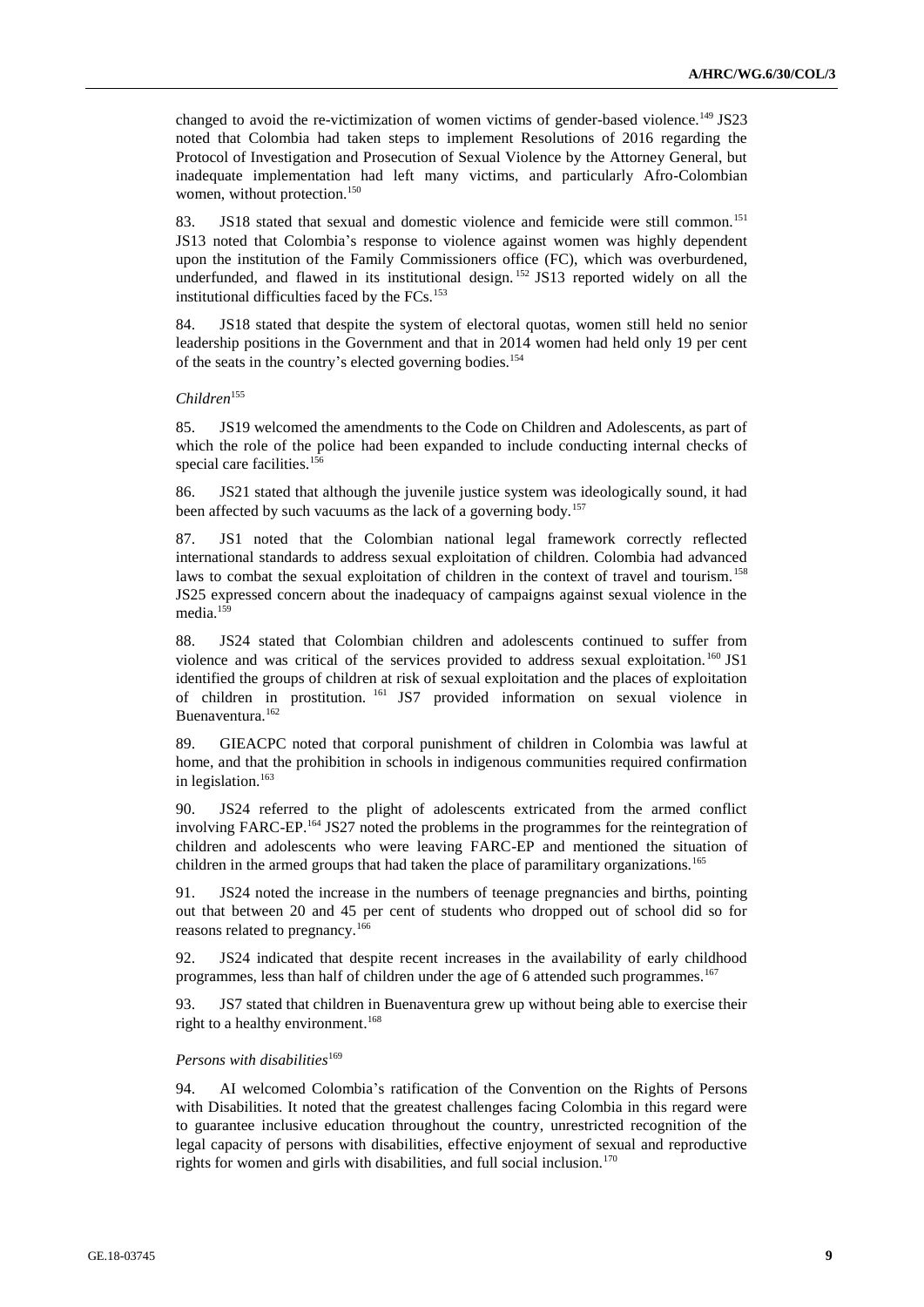changed to avoid the re-victimization of women victims of gender-based violence.[149] JS23 noted that Colombia had taken steps to implement Resolutions of 2016 regarding the Protocol of Investigation and Prosecution of Sexual Violence by the Attorney General, but inadequate implementation had left many victims, and particularly Afro-Colombian women, without protection.[150]

83. JS18 stated that sexual and domestic violence and femicide were still common.[151] JS13 noted that Colombia's response to violence against women was highly dependent upon the institution of the Family Commissioners office (FC), which was overburdened, underfunded, and flawed in its institutional design.[152] JS13 reported widely on all the institutional difficulties faced by the FCs.[153]

84. JS18 stated that despite the system of electoral quotas, women still held no senior leadership positions in the Government and that in 2014 women had held only 19 per cent of the seats in the country's elected governing bodies.[154]

*Children*[155]

85. JS19 welcomed the amendments to the Code on Children and Adolescents, as part of which the role of the police had been expanded to include conducting internal checks of special care facilities.[156]

86. JS21 stated that although the juvenile justice system was ideologically sound, it had been affected by such vacuums as the lack of a governing body.[157]

87. JS1 noted that the Colombian national legal framework correctly reflected international standards to address sexual exploitation of children. Colombia had advanced laws to combat the sexual exploitation of children in the context of travel and tourism.[158] JS25 expressed concern about the inadequacy of campaigns against sexual violence in the media.[159]

88. JS24 stated that Colombian children and adolescents continued to suffer from violence and was critical of the services provided to address sexual exploitation.[160] JS1 identified the groups of children at risk of sexual exploitation and the places of exploitation of children in prostitution.[161] JS7 provided information on sexual violence in Buenaventura.[162]

89. GIEACPC noted that corporal punishment of children in Colombia was lawful at home, and that the prohibition in schools in indigenous communities required confirmation in legislation.[163]

90. JS24 referred to the plight of adolescents extricated from the armed conflict involving FARC-EP.[164] JS27 noted the problems in the programmes for the reintegration of children and adolescents who were leaving FARC-EP and mentioned the situation of children in the armed groups that had taken the place of paramilitary organizations.[165]

91. JS24 noted the increase in the numbers of teenage pregnancies and births, pointing out that between 20 and 45 per cent of students who dropped out of school did so for reasons related to pregnancy.[166]

92. JS24 indicated that despite recent increases in the availability of early childhood programmes, less than half of children under the age of 6 attended such programmes.[167]

93. JS7 stated that children in Buenaventura grew up without being able to exercise their right to a healthy environment.[168]

*Persons with disabilities*[169]

94. AI welcomed Colombia's ratification of the Convention on the Rights of Persons with Disabilities. It noted that the greatest challenges facing Colombia in this regard were to guarantee inclusive education throughout the country, unrestricted recognition of the legal capacity of persons with disabilities, effective enjoyment of sexual and reproductive rights for women and girls with disabilities, and full social inclusion.[170]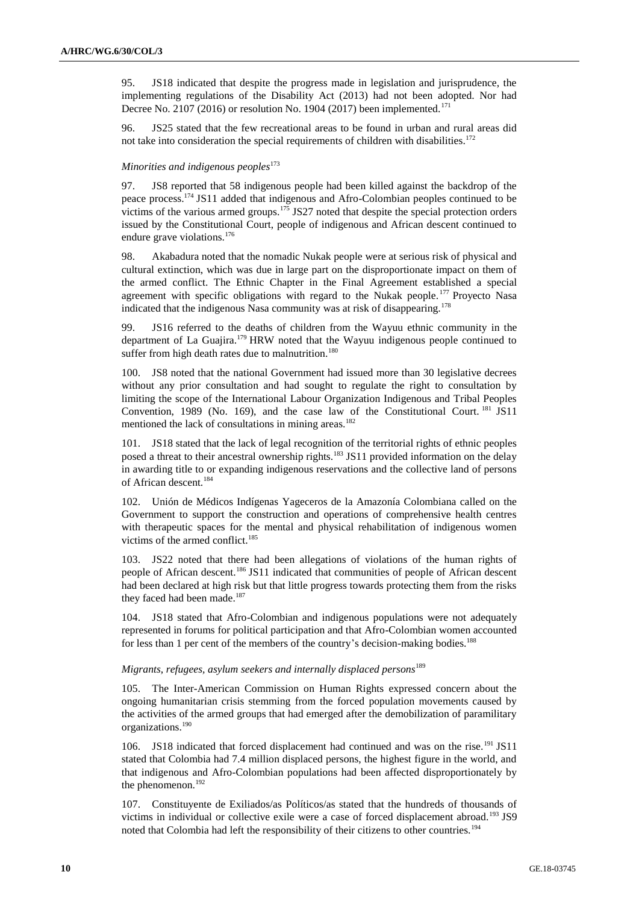95. JS18 indicated that despite the progress made in legislation and jurisprudence, the implementing regulations of the Disability Act (2013) had not been adopted. Nor had Decree No. 2107 (2016) or resolution No. 1904 (2017) been implemented.[171]

96. JS25 stated that the few recreational areas to be found in urban and rural areas did not take into consideration the special requirements of children with disabilities.[172]

*Minorities and indigenous peoples*[173]

97. JS8 reported that 58 indigenous people had been killed against the backdrop of the peace process.[174] JS11 added that indigenous and Afro-Colombian peoples continued to be victims of the various armed groups.[175] JS27 noted that despite the special protection orders issued by the Constitutional Court, people of indigenous and African descent continued to endure grave violations.[176]

98. Akabadura noted that the nomadic Nukak people were at serious risk of physical and cultural extinction, which was due in large part on the disproportionate impact on them of the armed conflict. The Ethnic Chapter in the Final Agreement established a special agreement with specific obligations with regard to the Nukak people.[177] Proyecto Nasa indicated that the indigenous Nasa community was at risk of disappearing.[178]

99. JS16 referred to the deaths of children from the Wayuu ethnic community in the department of La Guajira.[179] HRW noted that the Wayuu indigenous people continued to suffer from high death rates due to malnutrition.[180]

100. JS8 noted that the national Government had issued more than 30 legislative decrees without any prior consultation and had sought to regulate the right to consultation by limiting the scope of the International Labour Organization Indigenous and Tribal Peoples Convention, 1989 (No. 169), and the case law of the Constitutional Court.[181] JS11 mentioned the lack of consultations in mining areas.[182]

101. JS18 stated that the lack of legal recognition of the territorial rights of ethnic peoples posed a threat to their ancestral ownership rights.[183] JS11 provided information on the delay in awarding title to or expanding indigenous reservations and the collective land of persons of African descent.[184]

102. Unión de Médicos Indígenas Yageceros de la Amazonía Colombiana called on the Government to support the construction and operations of comprehensive health centres with therapeutic spaces for the mental and physical rehabilitation of indigenous women victims of the armed conflict.[185]

103. JS22 noted that there had been allegations of violations of the human rights of people of African descent.[186] JS11 indicated that communities of people of African descent had been declared at high risk but that little progress towards protecting them from the risks they faced had been made.[187]

104. JS18 stated that Afro-Colombian and indigenous populations were not adequately represented in forums for political participation and that Afro-Colombian women accounted for less than 1 per cent of the members of the country's decision-making bodies.[188]

*Migrants, refugees, asylum seekers and internally displaced persons*[189]

105. The Inter-American Commission on Human Rights expressed concern about the ongoing humanitarian crisis stemming from the forced population movements caused by the activities of the armed groups that had emerged after the demobilization of paramilitary organizations.[190]

106. JS18 indicated that forced displacement had continued and was on the rise.[191] JS11 stated that Colombia had 7.4 million displaced persons, the highest figure in the world, and that indigenous and Afro-Colombian populations had been affected disproportionately by the phenomenon.[192]

107. Constituyente de Exiliados/as Políticos/as stated that the hundreds of thousands of victims in individual or collective exile were a case of forced displacement abroad.[193] JS9 noted that Colombia had left the responsibility of their citizens to other countries.[194]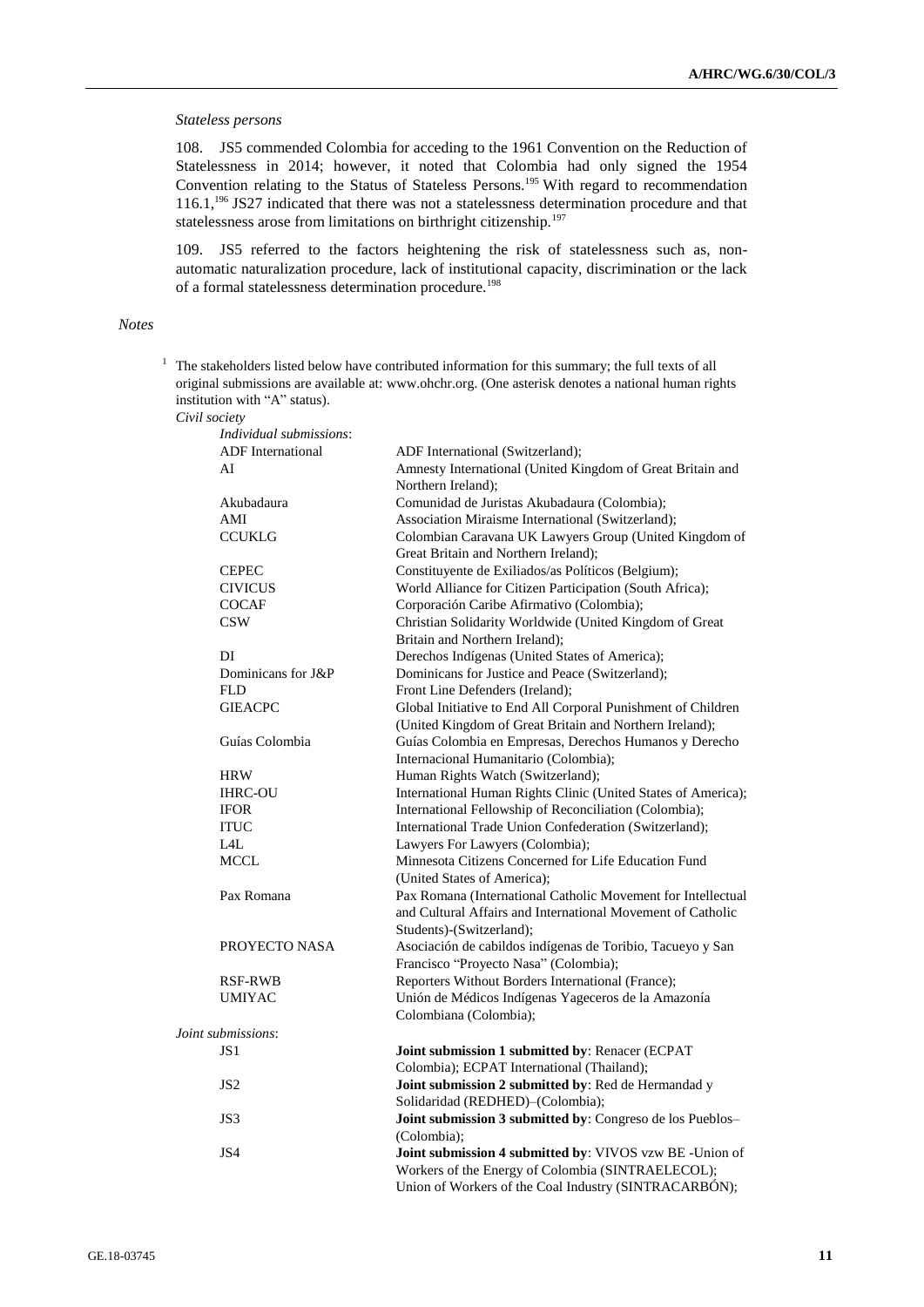*Stateless persons*

108. JS5 commended Colombia for acceding to the 1961 Convention on the Reduction of Statelessness in 2014; however, it noted that Colombia had only signed the 1954 Convention relating to the Status of Stateless Persons.[195] With regard to recommendation 116.1,[196] JS27 indicated that there was not a statelessness determination procedure and that statelessness arose from limitations on birthright citizenship.[197]

109. JS5 referred to the factors heightening the risk of statelessness such as, non-automatic naturalization procedure, lack of institutional capacity, discrimination or the lack of a formal statelessness determination procedure.[198]

*Notes*

[1] The stakeholders listed below have contributed information for this summary; the full texts of all original submissions are available at: www.ohchr.org. (One asterisk denotes a national human rights institution with "A" status).

*Civil society*

*Individual submissions*:

| | |
|---|---|
| ADF International | ADF International (Switzerland); |
| AI | Amnesty International (United Kingdom of Great Britain and Northern Ireland); |
| Akubadaura | Comunidad de Juristas Akubadaura (Colombia); |
| AMI | Association Miraisme International (Switzerland); |
| CCUKLG | Colombian Caravana UK Lawyers Group (United Kingdom of Great Britain and Northern Ireland); |
| CEPEC | Constituyente de Exiliados/as Políticos (Belgium); |
| CIVICUS | World Alliance for Citizen Participation (South Africa); |
| COCAF | Corporación Caribe Afirmativo (Colombia); |
| CSW | Christian Solidarity Worldwide (United Kingdom of Great Britain and Northern Ireland); |
| DI | Derechos Indígenas (United States of America); |
| Dominicans for J&P | Dominicans for Justice and Peace (Switzerland); |
| FLD | Front Line Defenders (Ireland); |
| GIEACPC | Global Initiative to End All Corporal Punishment of Children (United Kingdom of Great Britain and Northern Ireland); |
| Guías Colombia | Guías Colombia en Empresas, Derechos Humanos y Derecho Internacional Humanitario (Colombia); |
| HRW | Human Rights Watch (Switzerland); |
| IHRC-OU | International Human Rights Clinic (United States of America); |
| IFOR | International Fellowship of Reconciliation (Colombia); |
| ITUC | International Trade Union Confederation (Switzerland); |
| L4L | Lawyers For Lawyers (Colombia); |
| MCCL | Minnesota Citizens Concerned for Life Education Fund (United States of America); |
| Pax Romana | Pax Romana (International Catholic Movement for Intellectual and Cultural Affairs and International Movement of Catholic Students)-(Switzerland); |
| PROYECTO NASA | Asociación de cabildos indígenas de Toribio, Tacueyo y San Francisco "Proyecto Nasa" (Colombia); |
| RSF-RWB | Reporters Without Borders International (France); |
| UMIYAC | Unión de Médicos Indígenas Yageceros de la Amazonía Colombiana (Colombia); |

*Joint submissions*:

| | |
|---|---|
| JS1 | **Joint submission 1 submitted by**: Renacer (ECPAT Colombia); ECPAT International (Thailand); |
| JS2 | **Joint submission 2 submitted by**: Red de Hermandad y Solidaridad (REDHED)–(Colombia); |
| JS3 | **Joint submission 3 submitted by**: Congreso de los Pueblos–(Colombia); |
| JS4 | **Joint submission 4 submitted by**: VIVOS vzw BE -Union of Workers of the Energy of Colombia (SINTRAELECOL); Union of Workers of the Coal Industry (SINTRACARBÓN); |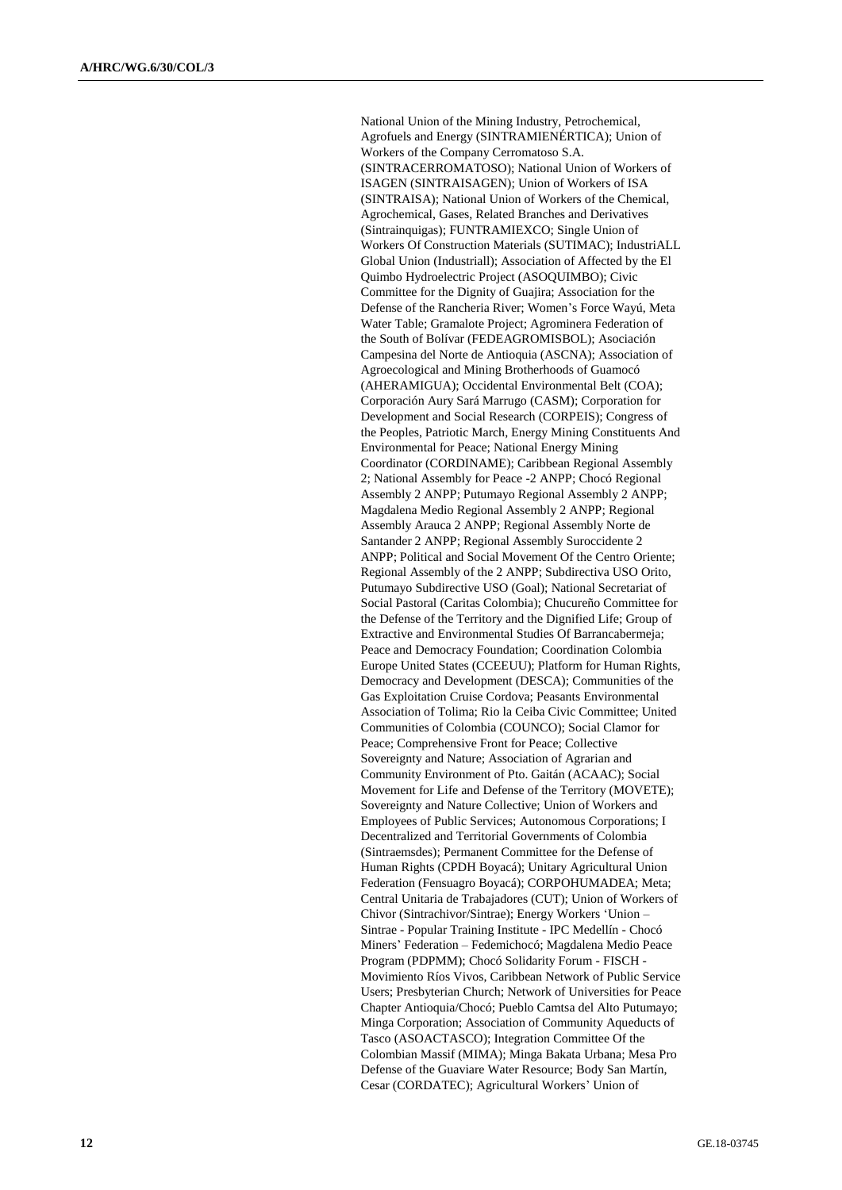National Union of the Mining Industry, Petrochemical, Agrofuels and Energy (SINTRAMIENÉRTICA); Union of Workers of the Company Cerromatoso S.A. (SINTRACERROMATOSO); National Union of Workers of ISAGEN (SINTRAISAGEN); Union of Workers of ISA (SINTRAISA); National Union of Workers of the Chemical, Agrochemical, Gases, Related Branches and Derivatives (Sintrainquigas); FUNTRAMIEXCO; Single Union of Workers Of Construction Materials (SUTIMAC); IndustriALL Global Union (Industriall); Association of Affected by the El Quimbo Hydroelectric Project (ASOQUIMBO); Civic Committee for the Dignity of Guajira; Association for the Defense of the Rancheria River; Women's Force Wayú, Meta Water Table; Gramalote Project; Agrominera Federation of the South of Bolívar (FEDEAGROMISBOL); Asociación Campesina del Norte de Antioquia (ASCNA); Association of Agroecological and Mining Brotherhoods of Guamocó (AHERAMIGUA); Occidental Environmental Belt (COA); Corporación Aury Sará Marrugo (CASM); Corporation for Development and Social Research (CORPEIS); Congress of the Peoples, Patriotic March, Energy Mining Constituents And Environmental for Peace; National Energy Mining Coordinator (CORDINAME); Caribbean Regional Assembly 2; National Assembly for Peace -2 ANPP; Chocó Regional Assembly 2 ANPP; Putumayo Regional Assembly 2 ANPP; Magdalena Medio Regional Assembly 2 ANPP; Regional Assembly Arauca 2 ANPP; Regional Assembly Norte de Santander 2 ANPP; Regional Assembly Suroccidente 2 ANPP; Political and Social Movement Of the Centro Oriente; Regional Assembly of the 2 ANPP; Subdirectiva USO Orito, Putumayo Subdirective USO (Goal); National Secretariat of Social Pastoral (Caritas Colombia); Chucureño Committee for the Defense of the Territory and the Dignified Life; Group of Extractive and Environmental Studies Of Barrancabermeja; Peace and Democracy Foundation; Coordination Colombia Europe United States (CCEEUU); Platform for Human Rights, Democracy and Development (DESCA); Communities of the Gas Exploitation Cruise Cordova; Peasants Environmental Association of Tolima; Rio la Ceiba Civic Committee; United Communities of Colombia (COUNCO); Social Clamor for Peace; Comprehensive Front for Peace; Collective Sovereignty and Nature; Association of Agrarian and Community Environment of Pto. Gaitán (ACAAC); Social Movement for Life and Defense of the Territory (MOVETE); Sovereignty and Nature Collective; Union of Workers and Employees of Public Services; Autonomous Corporations; I Decentralized and Territorial Governments of Colombia (Sintraemsdes); Permanent Committee for the Defense of Human Rights (CPDH Boyacá); Unitary Agricultural Union Federation (Fensuagro Boyacá); CORPOHUMADEA; Meta; Central Unitaria de Trabajadores (CUT); Union of Workers of Chivor (Sintrachivor/Sintrae); Energy Workers 'Union – Sintrae - Popular Training Institute - IPC Medellín - Chocó Miners' Federation – Fedemichocó; Magdalena Medio Peace Program (PDPMM); Chocó Solidarity Forum - FISCH - Movimiento Ríos Vivos, Caribbean Network of Public Service Users; Presbyterian Church; Network of Universities for Peace Chapter Antioquia/Chocó; Pueblo Camtsa del Alto Putumayo; Minga Corporation; Association of Community Aqueducts of Tasco (ASOACTASCO); Integration Committee Of the Colombian Massif (MIMA); Minga Bakata Urbana; Mesa Pro Defense of the Guaviare Water Resource; Body San Martín, Cesar (CORDATEC); Agricultural Workers' Union of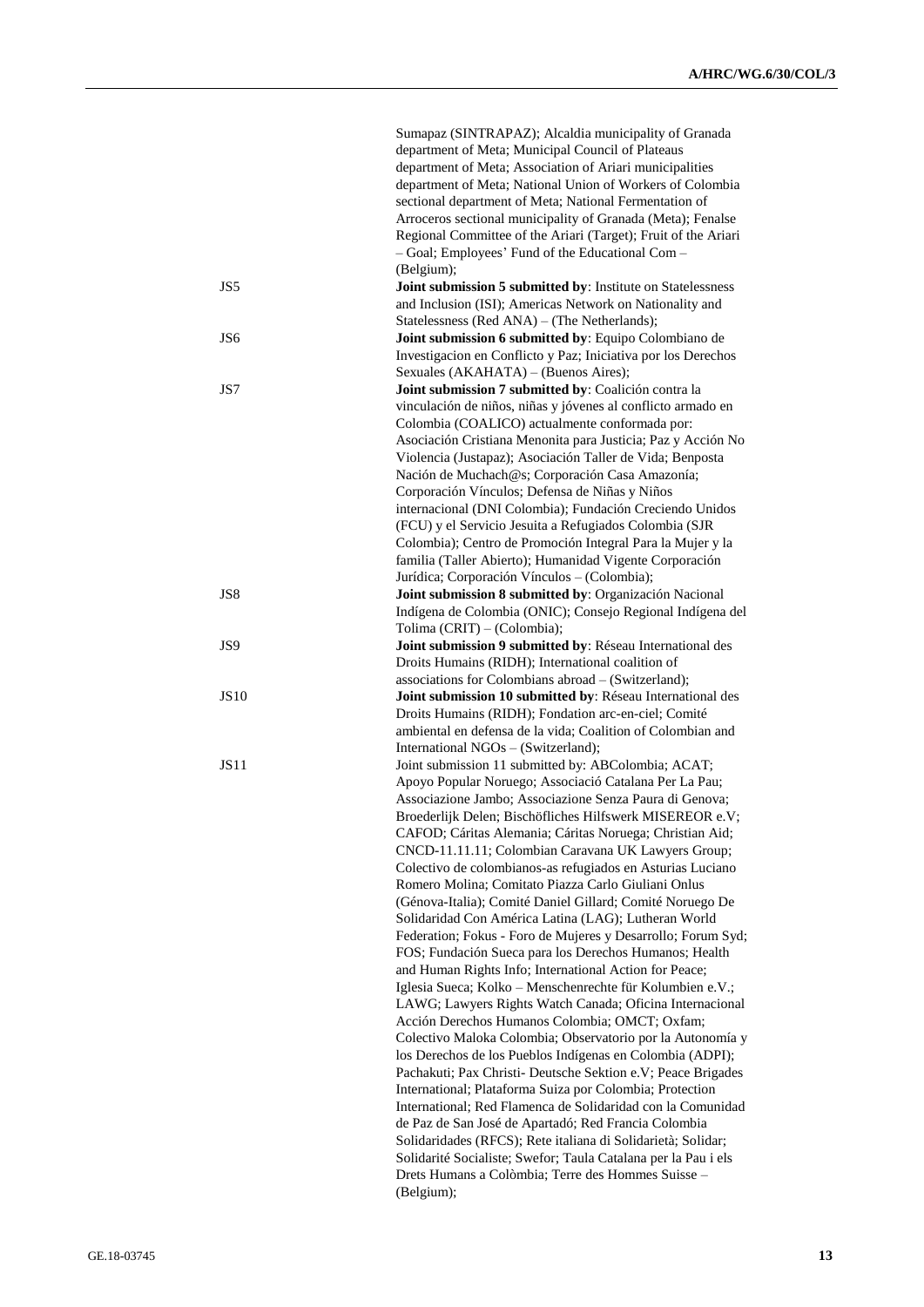| | |
|---|---|
| | Sumapaz (SINTRAPAZ); Alcaldia municipality of Granada department of Meta; Municipal Council of Plateaus department of Meta; Association of Ariari municipalities department of Meta; National Union of Workers of Colombia sectional department of Meta; National Fermentation of Arroceros sectional municipality of Granada (Meta); Fenalse Regional Committee of the Ariari (Target); Fruit of the Ariari – Goal; Employees' Fund of the Educational Com – (Belgium); |
| JS5 | **Joint submission 5 submitted by**: Institute on Statelessness and Inclusion (ISI); Americas Network on Nationality and Statelessness (Red ANA) – (The Netherlands); |
| JS6 | **Joint submission 6 submitted by**: Equipo Colombiano de Investigacion en Conflicto y Paz; Iniciativa por los Derechos Sexuales (AKAHATA) – (Buenos Aires); |
| JS7 | **Joint submission 7 submitted by**: Coalición contra la vinculación de niños, niñas y jóvenes al conflicto armado en Colombia (COALICO) actualmente conformada por: Asociación Cristiana Menonita para Justicia; Paz y Acción No Violencia (Justapaz); Asociación Taller de Vida; Benposta Nación de Muchach@s; Corporación Casa Amazonía; Corporación Vínculos; Defensa de Niñas y Niños internacional (DNI Colombia); Fundación Creciendo Unidos (FCU) y el Servicio Jesuita a Refugiados Colombia (SJR Colombia); Centro de Promoción Integral Para la Mujer y la familia (Taller Abierto); Humanidad Vigente Corporación Jurídica; Corporación Vínculos – (Colombia); |
| JS8 | **Joint submission 8 submitted by**: Organización Nacional Indígena de Colombia (ONIC); Consejo Regional Indígena del Tolima (CRIT) – (Colombia); |
| JS9 | **Joint submission 9 submitted by**: Réseau International des Droits Humains (RIDH); International coalition of associations for Colombians abroad – (Switzerland); |
| JS10 | **Joint submission 10 submitted by**: Réseau International des Droits Humains (RIDH); Fondation arc-en-ciel; Comité ambiental en defensa de la vida; Coalition of Colombian and International NGOs – (Switzerland); |
| JS11 | Joint submission 11 submitted by: ABColombia; ACAT; Apoyo Popular Noruego; Associació Catalana Per La Pau; Associazione Jambo; Associazione Senza Paura di Genova; Broederlijk Delen; Bischöfliches Hilfswerk MISEREOR e.V; CAFOD; Cáritas Alemania; Cáritas Noruega; Christian Aid; CNCD-11.11.11; Colombian Caravana UK Lawyers Group; Colectivo de colombianos-as refugiados en Asturias Luciano Romero Molina; Comitato Piazza Carlo Giuliani Onlus (Génova-Italia); Comité Daniel Gillard; Comité Noruego De Solidaridad Con América Latina (LAG); Lutheran World Federation; Fokus - Foro de Mujeres y Desarrollo; Forum Syd; FOS; Fundación Sueca para los Derechos Humanos; Health and Human Rights Info; International Action for Peace; Iglesia Sueca; Kolko – Menschenrechte für Kolumbien e.V.; LAWG; Lawyers Rights Watch Canada; Oficina Internacional Acción Derechos Humanos Colombia; OMCT; Oxfam; Colectivo Maloka Colombia; Observatorio por la Autonomía y los Derechos de los Pueblos Indígenas en Colombia (ADPI); Pachakuti; Pax Christi- Deutsche Sektion e.V; Peace Brigades International; Plataforma Suiza por Colombia; Protection International; Red Flamenca de Solidaridad con la Comunidad de Paz de San José de Apartadó; Red Francia Colombia Solidaridades (RFCS); Rete italiana di Solidarietà; Solidar; Solidarité Socialiste; Swefor; Taula Catalana per la Pau i els Drets Humans a Colòmbia; Terre des Hommes Suisse – (Belgium); |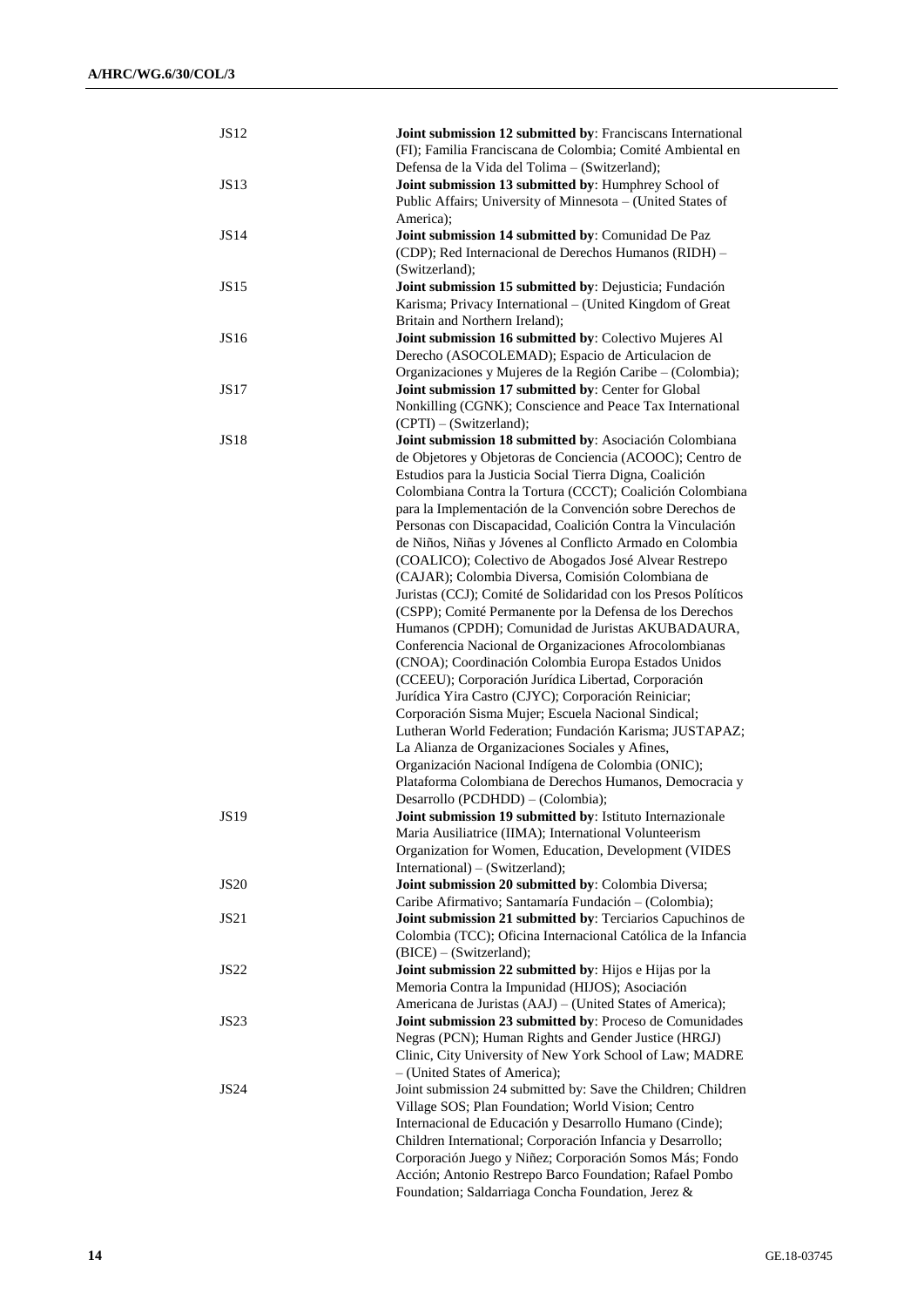| | |
|---|---|
| JS12 | **Joint submission 12 submitted by**: Franciscans International (FI); Familia Franciscana de Colombia; Comité Ambiental en Defensa de la Vida del Tolima – (Switzerland); |
| JS13 | **Joint submission 13 submitted by**: Humphrey School of Public Affairs; University of Minnesota – (United States of America); |
| JS14 | **Joint submission 14 submitted by**: Comunidad De Paz (CDP); Red Internacional de Derechos Humanos (RIDH) – (Switzerland); |
| JS15 | **Joint submission 15 submitted by**: Dejusticia; Fundación Karisma; Privacy International – (United Kingdom of Great Britain and Northern Ireland); |
| JS16 | **Joint submission 16 submitted by**: Colectivo Mujeres Al Derecho (ASOCOLEMAD); Espacio de Articulacion de Organizaciones y Mujeres de la Región Caribe – (Colombia); |
| JS17 | **Joint submission 17 submitted by**: Center for Global Nonkilling (CGNK); Conscience and Peace Tax International (CPTI) – (Switzerland); |
| JS18 | **Joint submission 18 submitted by**: Asociación Colombiana de Objetores y Objetoras de Conciencia (ACOOC); Centro de Estudios para la Justicia Social Tierra Digna, Coalición Colombiana Contra la Tortura (CCCT); Coalición Colombiana para la Implementación de la Convención sobre Derechos de Personas con Discapacidad, Coalición Contra la Vinculación de Niños, Niñas y Jóvenes al Conflicto Armado en Colombia (COALICO); Colectivo de Abogados José Alvear Restrepo (CAJAR); Colombia Diversa, Comisión Colombiana de Juristas (CCJ); Comité de Solidaridad con los Presos Políticos (CSPP); Comité Permanente por la Defensa de los Derechos Humanos (CPDH); Comunidad de Juristas AKUBADAURA, Conferencia Nacional de Organizaciones Afrocolombianas (CNOA); Coordinación Colombia Europa Estados Unidos (CCEEU); Corporación Jurídica Libertad, Corporación Jurídica Yira Castro (CJYC); Corporación Reiniciar; Corporación Sisma Mujer; Escuela Nacional Sindical; Lutheran World Federation; Fundación Karisma; JUSTAPAZ; La Alianza de Organizaciones Sociales y Afines, Organización Nacional Indígena de Colombia (ONIC); Plataforma Colombiana de Derechos Humanos, Democracia y Desarrollo (PCDHDD) – (Colombia); |
| JS19 | **Joint submission 19 submitted by**: Istituto Internazionale Maria Ausiliatrice (IIMA); International Volunteerism Organization for Women, Education, Development (VIDES International) – (Switzerland); |
| JS20 | **Joint submission 20 submitted by**: Colombia Diversa; Caribe Afirmativo; Santamaría Fundación – (Colombia); |
| JS21 | **Joint submission 21 submitted by**: Terciarios Capuchinos de Colombia (TCC); Oficina Internacional Católica de la Infancia (BICE) – (Switzerland); |
| JS22 | **Joint submission 22 submitted by**: Hijos e Hijas por la Memoria Contra la Impunidad (HIJOS); Asociación Americana de Juristas (AAJ) – (United States of America); |
| JS23 | **Joint submission 23 submitted by**: Proceso de Comunidades Negras (PCN); Human Rights and Gender Justice (HRGJ) Clinic, City University of New York School of Law; MADRE – (United States of America); |
| JS24 | Joint submission 24 submitted by: Save the Children; Children Village SOS; Plan Foundation; World Vision; Centro Internacional de Educación y Desarrollo Humano (Cinde); Children International; Corporación Infancia y Desarrollo; Corporación Juego y Niñez; Corporación Somos Más; Fondo Acción; Antonio Restrepo Barco Foundation; Rafael Pombo Foundation; Saldarriaga Concha Foundation, Jerez & |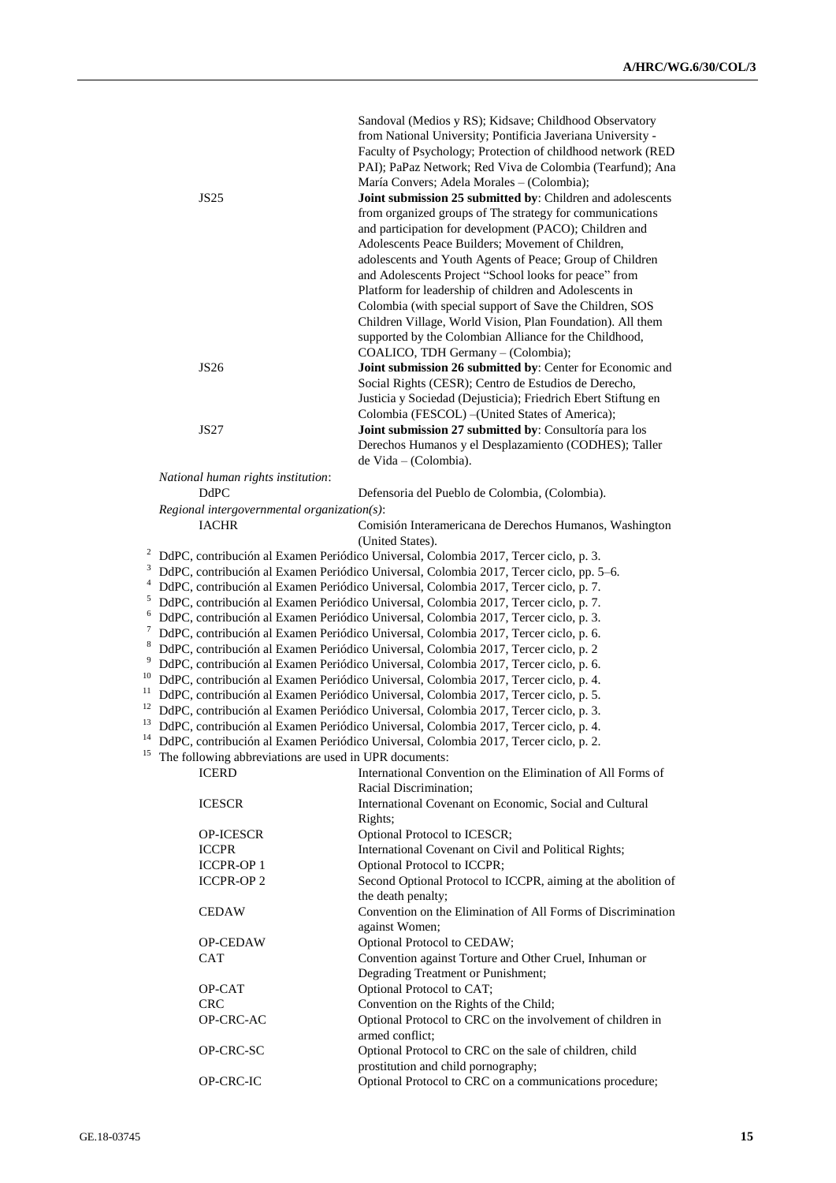| | |
|---|---|
| | Sandoval (Medios y RS); Kidsave; Childhood Observatory from National University; Pontificia Javeriana University - Faculty of Psychology; Protection of childhood network (RED PAI); PaPaz Network; Red Viva de Colombia (Tearfund); Ana María Convers; Adela Morales – (Colombia); |
| JS25 | **Joint submission 25 submitted by**: Children and adolescents from organized groups of The strategy for communications and participation for development (PACO); Children and Adolescents Peace Builders; Movement of Children, adolescents and Youth Agents of Peace; Group of Children and Adolescents Project "School looks for peace" from Platform for leadership of children and Adolescents in Colombia (with special support of Save the Children, SOS Children Village, World Vision, Plan Foundation). All them supported by the Colombian Alliance for the Childhood, COALICO, TDH Germany – (Colombia); |
| JS26 | **Joint submission 26 submitted by**: Center for Economic and Social Rights (CESR); Centro de Estudios de Derecho, Justicia y Sociedad (Dejusticia); Friedrich Ebert Stiftung en Colombia (FESCOL) –(United States of America); |
| JS27 | **Joint submission 27 submitted by**: Consultoría para los Derechos Humanos y el Desplazamiento (CODHES); Taller de Vida – (Colombia). |

*National human rights institution*:

| | |
|---|---|
| DdPC | Defensoria del Pueblo de Colombia, (Colombia). |

*Regional intergovernmental organization(s)*:

| | |
|---|---|
| IACHR | Comisión Interamericana de Derechos Humanos, Washington (United States). |

[2] DdPC, contribución al Examen Periódico Universal, Colombia 2017, Tercer ciclo, p. 3.

[3] DdPC, contribución al Examen Periódico Universal, Colombia 2017, Tercer ciclo, pp. 5–6.

[4] DdPC, contribución al Examen Periódico Universal, Colombia 2017, Tercer ciclo, p. 7.

[5] DdPC, contribución al Examen Periódico Universal, Colombia 2017, Tercer ciclo, p. 7.

[6] DdPC, contribución al Examen Periódico Universal, Colombia 2017, Tercer ciclo, p. 3.

[7] DdPC, contribución al Examen Periódico Universal, Colombia 2017, Tercer ciclo, p. 6.

[8] DdPC, contribución al Examen Periódico Universal, Colombia 2017, Tercer ciclo, p. 2

[9] DdPC, contribución al Examen Periódico Universal, Colombia 2017, Tercer ciclo, p. 6.

[10] DdPC, contribución al Examen Periódico Universal, Colombia 2017, Tercer ciclo, p. 4.

[11] DdPC, contribución al Examen Periódico Universal, Colombia 2017, Tercer ciclo, p. 5.

[12] DdPC, contribución al Examen Periódico Universal, Colombia 2017, Tercer ciclo, p. 3.

[13] DdPC, contribución al Examen Periódico Universal, Colombia 2017, Tercer ciclo, p. 4.

[14] DdPC, contribución al Examen Periódico Universal, Colombia 2017, Tercer ciclo, p. 2.

[15] The following abbreviations are used in UPR documents:

| | |
|---|---|
| ICERD | International Convention on the Elimination of All Forms of Racial Discrimination; |
| ICESCR | International Covenant on Economic, Social and Cultural Rights; |
| OP-ICESCR | Optional Protocol to ICESCR; |
| ICCPR | International Covenant on Civil and Political Rights; |
| ICCPR-OP 1 | Optional Protocol to ICCPR; |
| ICCPR-OP 2 | Second Optional Protocol to ICCPR, aiming at the abolition of the death penalty; |
| CEDAW | Convention on the Elimination of All Forms of Discrimination against Women; |
| OP-CEDAW | Optional Protocol to CEDAW; |
| CAT | Convention against Torture and Other Cruel, Inhuman or Degrading Treatment or Punishment; |
| OP-CAT | Optional Protocol to CAT; |
| CRC | Convention on the Rights of the Child; |
| OP-CRC-AC | Optional Protocol to CRC on the involvement of children in armed conflict; |
| OP-CRC-SC | Optional Protocol to CRC on the sale of children, child prostitution and child pornography; |
| OP-CRC-IC | Optional Protocol to CRC on a communications procedure; |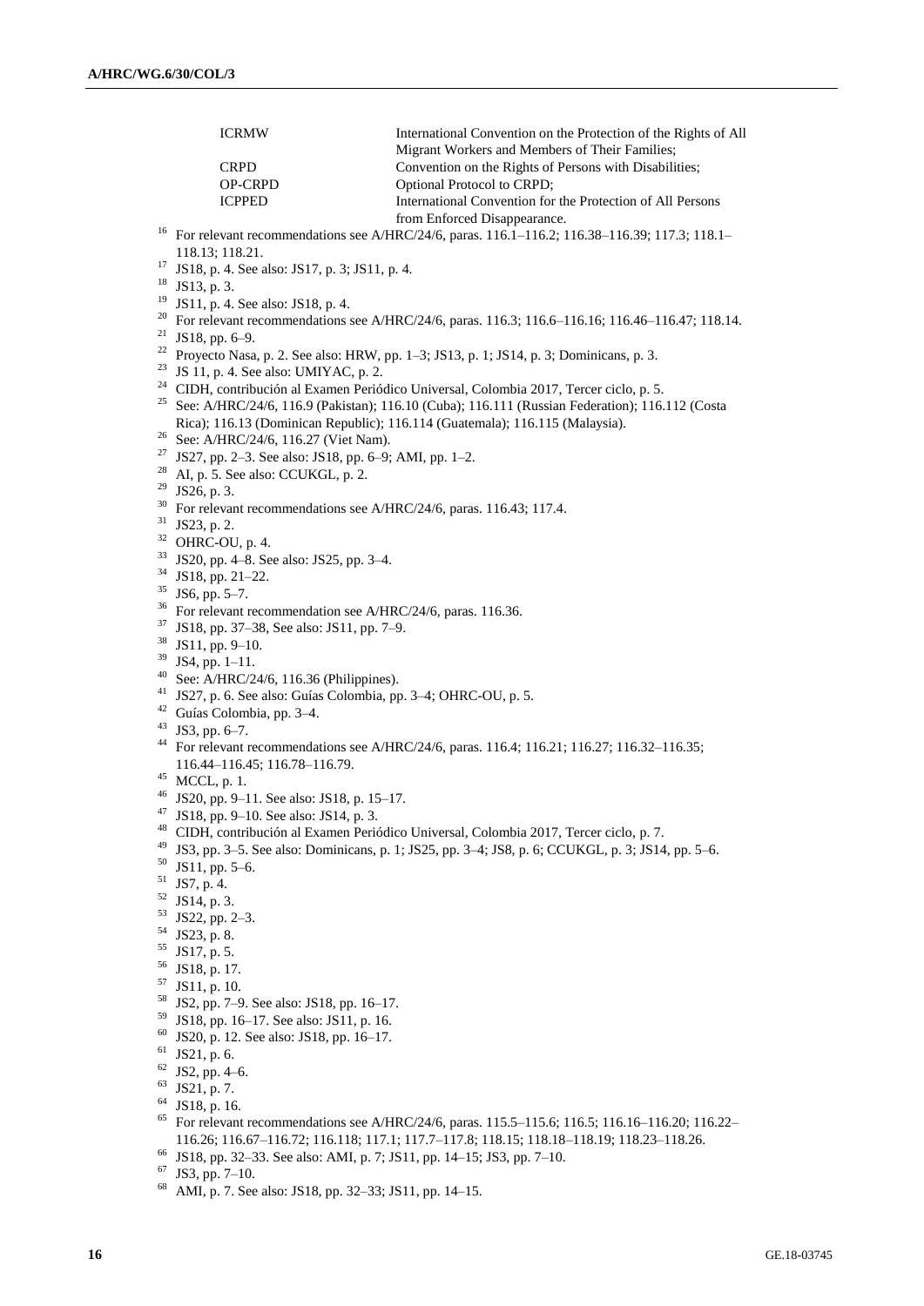| | |
|---|---|
| ICRMW | International Convention on the Protection of the Rights of All Migrant Workers and Members of Their Families; |
| CRPD | Convention on the Rights of Persons with Disabilities; |
| OP-CRPD | Optional Protocol to CRPD; |
| ICPPED | International Convention for the Protection of All Persons from Enforced Disappearance. |

[16] For relevant recommendations see A/HRC/24/6, paras. 116.1–116.2; 116.38–116.39; 117.3; 118.1–118.13; 118.21.

[17] JS18, p. 4. See also: JS17, p. 3; JS11, p. 4.

[18] JS13, p. 3.

[19] JS11, p. 4. See also: JS18, p. 4.

[20] For relevant recommendations see A/HRC/24/6, paras. 116.3; 116.6–116.16; 116.46–116.47; 118.14.

[21] JS18, pp. 6–9.

[22] Proyecto Nasa, p. 2. See also: HRW, pp. 1–3; JS13, p. 1; JS14, p. 3; Dominicans, p. 3.

[23] JS 11, p. 4. See also: UMIYAC, p. 2.

[24] CIDH, contribución al Examen Periódico Universal, Colombia 2017, Tercer ciclo, p. 5.

[25] See: A/HRC/24/6, 116.9 (Pakistan); 116.10 (Cuba); 116.111 (Russian Federation); 116.112 (Costa Rica); 116.13 (Dominican Republic); 116.114 (Guatemala); 116.115 (Malaysia).

[26] See: A/HRC/24/6, 116.27 (Viet Nam).

[27] JS27, pp. 2–3. See also: JS18, pp. 6–9; AMI, pp. 1–2.

[28] AI, p. 5. See also: CCUKGL, p. 2.

[29] JS26, p. 3.

[30] For relevant recommendations see A/HRC/24/6, paras. 116.43; 117.4.

[31] JS23, p. 2.

[32] OHRC-OU, p. 4.

[33] JS20, pp. 4–8. See also: JS25, pp. 3–4.

[34] JS18, pp. 21–22.

[35] JS6, pp. 5–7.

[36] For relevant recommendation see A/HRC/24/6, paras. 116.36.

[37] JS18, pp. 37–38, See also: JS11, pp. 7–9.

[38] JS11, pp. 9–10.

[39] JS4, pp. 1–11.

[40] See: A/HRC/24/6, 116.36 (Philippines).

[41] JS27, p. 6. See also: Guías Colombia, pp. 3–4; OHRC-OU, p. 5.

[42] Guías Colombia, pp. 3–4.

[43] JS3, pp. 6–7.

[44] For relevant recommendations see A/HRC/24/6, paras. 116.4; 116.21; 116.27; 116.32–116.35; 116.44–116.45; 116.78–116.79.

[45] MCCL, p. 1.

[46] JS20, pp. 9–11. See also: JS18, p. 15–17.

[47] JS18, pp. 9–10. See also: JS14, p. 3.

[48] CIDH, contribución al Examen Periódico Universal, Colombia 2017, Tercer ciclo, p. 7.

[49] JS3, pp. 3–5. See also: Dominicans, p. 1; JS25, pp. 3–4; JS8, p. 6; CCUKGL, p. 3; JS14, pp. 5–6.

[50] JS11, pp. 5–6.

[51] JS7, p. 4.

[52] JS14, p. 3.

[53] JS22, pp. 2–3.

[54] JS23, p. 8.

[55] JS17, p. 5.

[56] JS18, p. 17.

[57] JS11, p. 10.

[58] JS2, pp. 7–9. See also: JS18, pp. 16–17.

[59] JS18, pp. 16–17. See also: JS11, p. 16.

[60] JS20, p. 12. See also: JS18, pp. 16–17.

[61] JS21, p. 6.

[62] JS2, pp. 4–6.

[63] JS21, p. 7.

[64] JS18, p. 16.

[65] For relevant recommendations see A/HRC/24/6, paras. 115.5–115.6; 116.5; 116.16–116.20; 116.22–116.26; 116.67–116.72; 116.118; 117.1; 117.7–117.8; 118.15; 118.18–118.19; 118.23–118.26.

[66] JS18, pp. 32–33. See also: AMI, p. 7; JS11, pp. 14–15; JS3, pp. 7–10.

[67] JS3, pp. 7–10.

[68] AMI, p. 7. See also: JS18, pp. 32–33; JS11, pp. 14–15.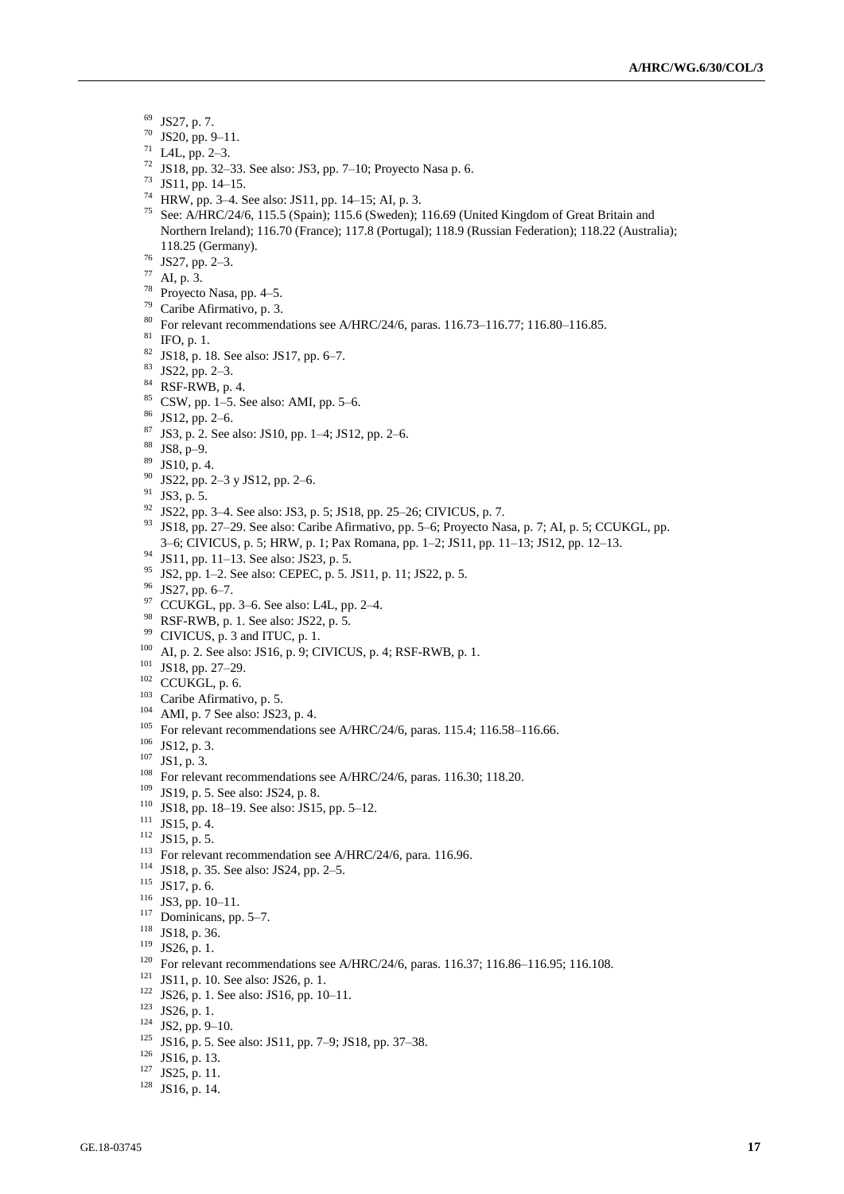[69] JS27, p. 7.
[70] JS20, pp. 9–11.
[71] L4L, pp. 2–3.
[72] JS18, pp. 32–33. See also: JS3, pp. 7–10; Proyecto Nasa p. 6.
[73] JS11, pp. 14–15.
[74] HRW, pp. 3–4. See also: JS11, pp. 14–15; AI, p. 3.
[75] See: A/HRC/24/6, 115.5 (Spain); 115.6 (Sweden); 116.69 (United Kingdom of Great Britain and Northern Ireland); 116.70 (France); 117.8 (Portugal); 118.9 (Russian Federation); 118.22 (Australia); 118.25 (Germany).
[76] JS27, pp. 2–3.
[77] AI, p. 3.
[78] Proyecto Nasa, pp. 4–5.
[79] Caribe Afirmativo, p. 3.
[80] For relevant recommendations see A/HRC/24/6, paras. 116.73–116.77; 116.80–116.85.
[81] IFO, p. 1.
[82] JS18, p. 18. See also: JS17, pp. 6–7.
[83] JS22, pp. 2–3.
[84] RSF-RWB, p. 4.
[85] CSW, pp. 1–5. See also: AMI, pp. 5–6.
[86] JS12, pp. 2–6.
[87] JS3, p. 2. See also: JS10, pp. 1–4; JS12, pp. 2–6.
[88] JS8, p–9.
[89] JS10, p. 4.
[90] JS22, pp. 2–3 y JS12, pp. 2–6.
[91] JS3, p. 5.
[92] JS22, pp. 3–4. See also: JS3, p. 5; JS18, pp. 25–26; CIVICUS, p. 7.
[93] JS18, pp. 27–29. See also: Caribe Afirmativo, pp. 5–6; Proyecto Nasa, p. 7; AI, p. 5; CCUKGL, pp. 3–6; CIVICUS, p. 5; HRW, p. 1; Pax Romana, pp. 1–2; JS11, pp. 11–13; JS12, pp. 12–13.
[94] JS11, pp. 11–13. See also: JS23, p. 5.
[95] JS2, pp. 1–2. See also: CEPEC, p. 5. JS11, p. 11; JS22, p. 5.
[96] JS27, pp. 6–7.
[97] CCUKGL, pp. 3–6. See also: L4L, pp. 2–4.
[98] RSF-RWB, p. 1. See also: JS22, p. 5.
[99] CIVICUS, p. 3 and ITUC, p. 1.
[100] AI, p. 2. See also: JS16, p. 9; CIVICUS, p. 4; RSF-RWB, p. 1.
[101] JS18, pp. 27–29.
[102] CCUKGL, p. 6.
[103] Caribe Afirmativo, p. 5.
[104] AMI, p. 7 See also: JS23, p. 4.
[105] For relevant recommendations see A/HRC/24/6, paras. 115.4; 116.58–116.66.
[106] JS12, p. 3.
[107] JS1, p. 3.
[108] For relevant recommendations see A/HRC/24/6, paras. 116.30; 118.20.
[109] JS19, p. 5. See also: JS24, p. 8.
[110] JS18, pp. 18–19. See also: JS15, pp. 5–12.
[111] JS15, p. 4.
[112] JS15, p. 5.
[113] For relevant recommendation see A/HRC/24/6, para. 116.96.
[114] JS18, p. 35. See also: JS24, pp. 2–5.
[115] JS17, p. 6.
[116] JS3, pp. 10–11.
[117] Dominicans, pp. 5–7.
[118] JS18, p. 36.
[119] JS26, p. 1.
[120] For relevant recommendations see A/HRC/24/6, paras. 116.37; 116.86–116.95; 116.108.
[121] JS11, p. 10. See also: JS26, p. 1.
[122] JS26, p. 1. See also: JS16, pp. 10–11.
[123] JS26, p. 1.
[124] JS2, pp. 9–10.
[125] JS16, p. 5. See also: JS11, pp. 7–9; JS18, pp. 37–38.
[126] JS16, p. 13.
[127] JS25, p. 11.
[128] JS16, p. 14.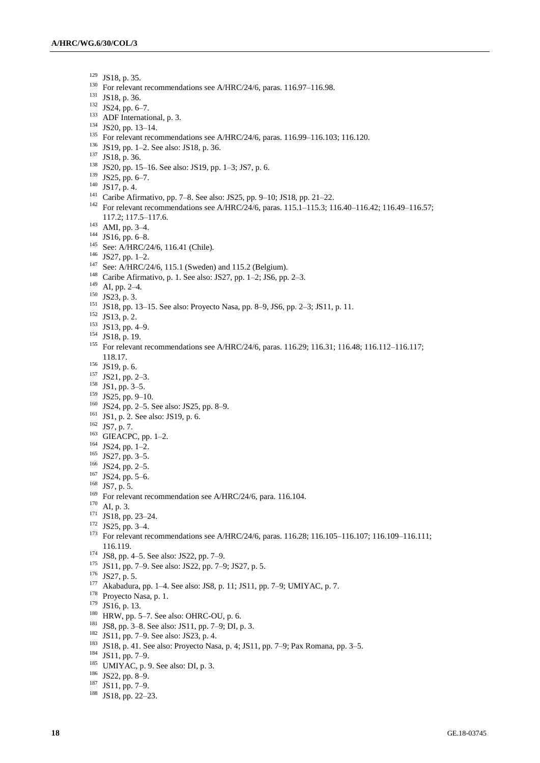[129] JS18, p. 35.

[130] For relevant recommendations see A/HRC/24/6, paras. 116.97–116.98.

[131] JS18, p. 36.

[132] JS24, pp. 6–7.

[133] ADF International, p. 3.

[134] JS20, pp. 13–14.

[135] For relevant recommendations see A/HRC/24/6, paras. 116.99–116.103; 116.120.

[136] JS19, pp. 1–2. See also: JS18, p. 36.

[137] JS18, p. 36.

[138] JS20, pp. 15–16. See also: JS19, pp. 1–3; JS7, p. 6.

[139] JS25, pp. 6–7.

[140] JS17, p. 4.

[141] Caribe Afirmativo, pp. 7–8. See also: JS25, pp. 9–10; JS18, pp. 21–22.

[142] For relevant recommendations see A/HRC/24/6, paras. 115.1–115.3; 116.40–116.42; 116.49–116.57; 117.2; 117.5–117.6.

[143] AMI, pp. 3–4.

[144] JS16, pp. 6–8.

[145] See: A/HRC/24/6, 116.41 (Chile).

[146] JS27, pp. 1–2.

[147] See: A/HRC/24/6, 115.1 (Sweden) and 115.2 (Belgium).

[148] Caribe Afirmativo, p. 1. See also: JS27, pp. 1–2; JS6, pp. 2–3.

[149] AI, pp. 2–4.

[150] JS23, p. 3.

[151] JS18, pp. 13–15. See also: Proyecto Nasa, pp. 8–9, JS6, pp. 2–3; JS11, p. 11.

[152] JS13, p. 2.

[153] JS13, pp. 4–9.

[154] JS18, p. 19.

[155] For relevant recommendations see A/HRC/24/6, paras. 116.29; 116.31; 116.48; 116.112–116.117; 118.17.

[156] JS19, p. 6.

[157] JS21, pp. 2–3.

[158] JS1, pp. 3–5.

[159] JS25, pp. 9–10.

[160] JS24, pp. 2–5. See also: JS25, pp. 8–9.

[161] JS1, p. 2. See also: JS19, p. 6.

[162] JS7, p. 7.

[163] GIEACPC, pp. 1–2.

[164] JS24, pp. 1–2.

[165] JS27, pp. 3–5.

[166] JS24, pp. 2–5.

[167] JS24, pp. 5–6.

[168] JS7, p. 5.

[169] For relevant recommendation see A/HRC/24/6, para. 116.104.

[170] AI, p. 3.

[171] JS18, pp. 23–24.

[172] JS25, pp. 3–4.

[173] For relevant recommendations see A/HRC/24/6, paras. 116.28; 116.105–116.107; 116.109–116.111; 116.119.

[174] JS8, pp. 4–5. See also: JS22, pp. 7–9.

[175] JS11, pp. 7–9. See also: JS22, pp. 7–9; JS27, p. 5.

[176] JS27, p. 5.

[177] Akabadura, pp. 1–4. See also: JS8, p. 11; JS11, pp. 7–9; UMIYAC, p. 7.

[178] Proyecto Nasa, p. 1.

[179] JS16, p. 13.

[180] HRW, pp. 5–7. See also: OHRC-OU, p. 6.

[181] JS8, pp. 3–8. See also: JS11, pp. 7–9; DI, p. 3.

[182] JS11, pp. 7–9. See also: JS23, p. 4.

[183] JS18, p. 41. See also: Proyecto Nasa, p. 4; JS11, pp. 7–9; Pax Romana, pp. 3–5.

[184] JS11, pp. 7–9.

[185] UMIYAC, p. 9. See also: DI, p. 3.

[186] JS22, pp. 8–9.

[187] JS11, pp. 7–9.

[188] JS18, pp. 22–23.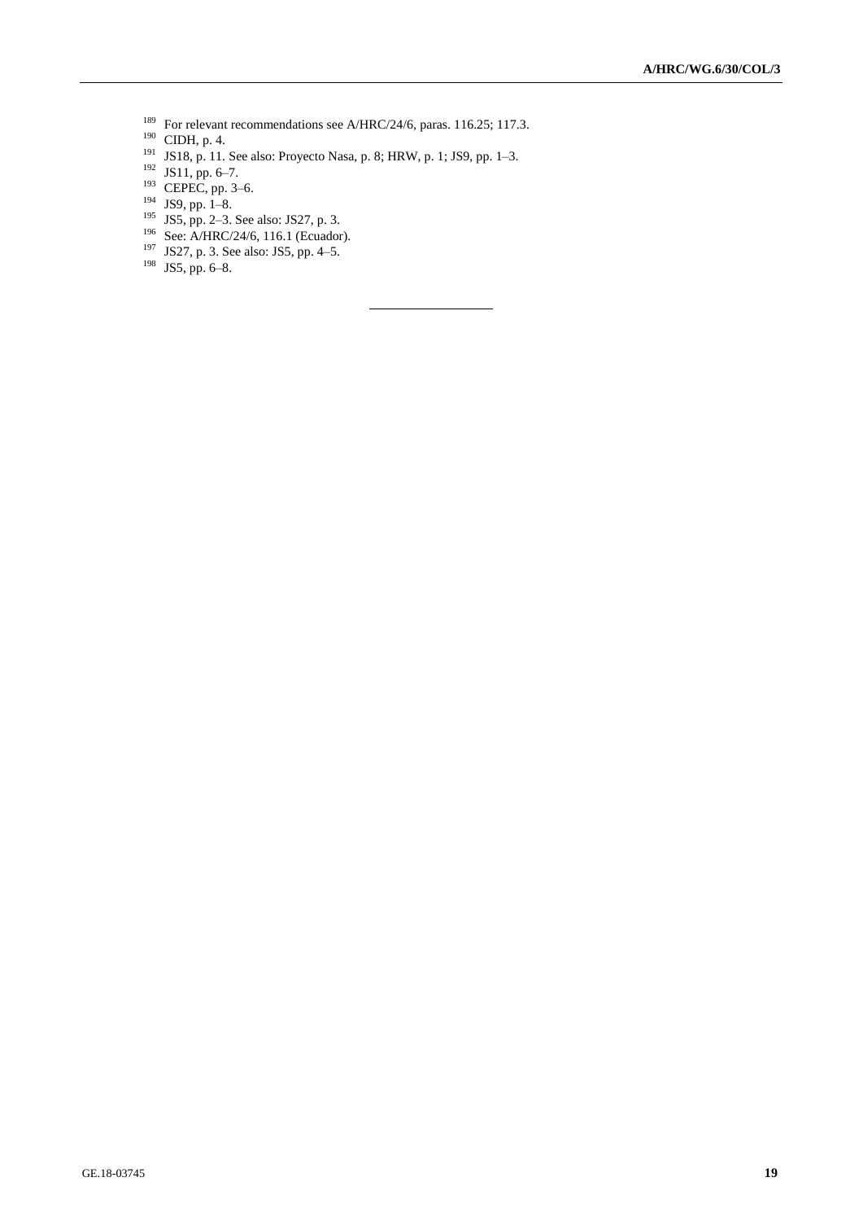[189] For relevant recommendations see A/HRC/24/6, paras. 116.25; 117.3.
[190] CIDH, p. 4.
[191] JS18, p. 11. See also: Proyecto Nasa, p. 8; HRW, p. 1; JS9, pp. 1–3.
[192] JS11, pp. 6–7.
[193] CEPEC, pp. 3–6.
[194] JS9, pp. 1–8.
[195] JS5, pp. 2–3. See also: JS27, p. 3.
[196] See: A/HRC/24/6, 116.1 (Ecuador).
[197] JS27, p. 3. See also: JS5, pp. 4–5.
[198] JS5, pp. 6–8.